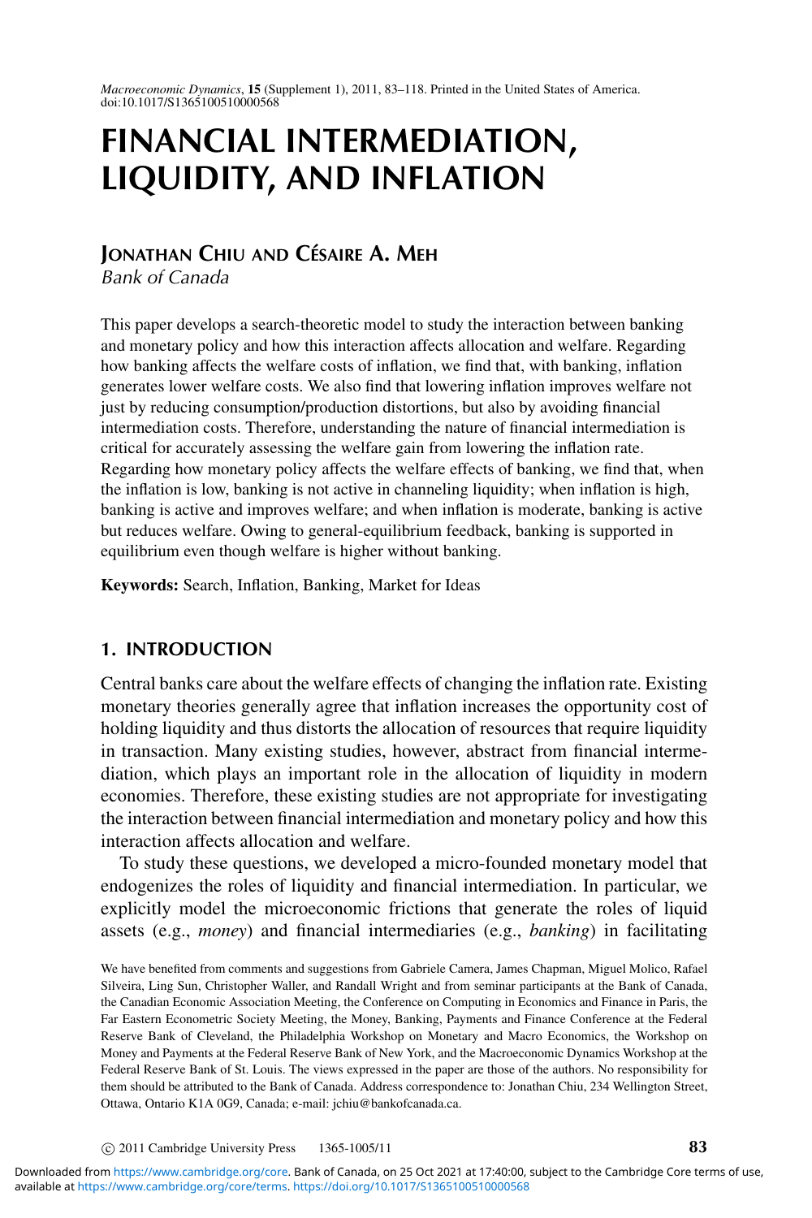# FINANCIAL INTERMEDIATION, LIQUIDITY, AND INFLATION

**Jonathan Chiu and Césaire A. Meh**

*Bank of Canada*

This paper develops a search-theoretic model to study the interaction between banking and monetary policy and how this interaction affects allocation and welfare. Regarding how banking affects the welfare costs of inflation, we find that, with banking, inflation generates lower welfare costs. We also find that lowering inflation improves welfare not just by reducing consumption/production distortions, but also by avoiding financial intermediation costs. Therefore, understanding the nature of financial intermediation is critical for accurately assessing the welfare gain from lowering the inflation rate. Regarding how monetary policy affects the welfare effects of banking, we find that, when the inflation is low, banking is not active in channeling liquidity; when inflation is high, banking is active and improves welfare; and when inflation is moderate, banking is active but reduces welfare. Owing to general-equilibrium feedback, banking is supported in equilibrium even though welfare is higher without banking.

**Keywords:** Search, Inflation, Banking, Market for Ideas

## 1. INTRODUCTION

Central banks care about the welfare effects of changing the inflation rate. Existing monetary theories generally agree that inflation increases the opportunity cost of holding liquidity and thus distorts the allocation of resources that require liquidity in transaction. Many existing studies, however, abstract from financial intermediation, which plays an important role in the allocation of liquidity in modern economies. Therefore, these existing studies are not appropriate for investigating the interaction between financial intermediation and monetary policy and how this interaction affects allocation and welfare.

To study these questions, we developed a micro-founded monetary model that endogenizes the roles of liquidity and financial intermediation. In particular, we explicitly model the microeconomic frictions that generate the roles of liquid assets (e.g., *money*) and financial intermediaries (e.g., *banking*) in facilitating

We have benefited from comments and suggestions from Gabriele Camera, James Chapman, Miguel Molico, Rafael Silveira, Ling Sun, Christopher Waller, and Randall Wright and from seminar participants at the Bank of Canada, the Canadian Economic Association Meeting, the Conference on Computing in Economics and Finance in Paris, the Far Eastern Econometric Society Meeting, the Money, Banking, Payments and Finance Conference at the Federal Reserve Bank of Cleveland, the Philadelphia Workshop on Monetary and Macro Economics, the Workshop on Money and Payments at the Federal Reserve Bank of New York, and the Macroeconomic Dynamics Workshop at the Federal Reserve Bank of St. Louis. The views expressed in the paper are those of the authors. No responsibility for them should be attributed to the Bank of Canada. Address correspondence to: Jonathan Chiu, 234 Wellington Street, Ottawa, Ontario K1A 0G9, Canada; e-mail: jchiu@bankofcanada.ca.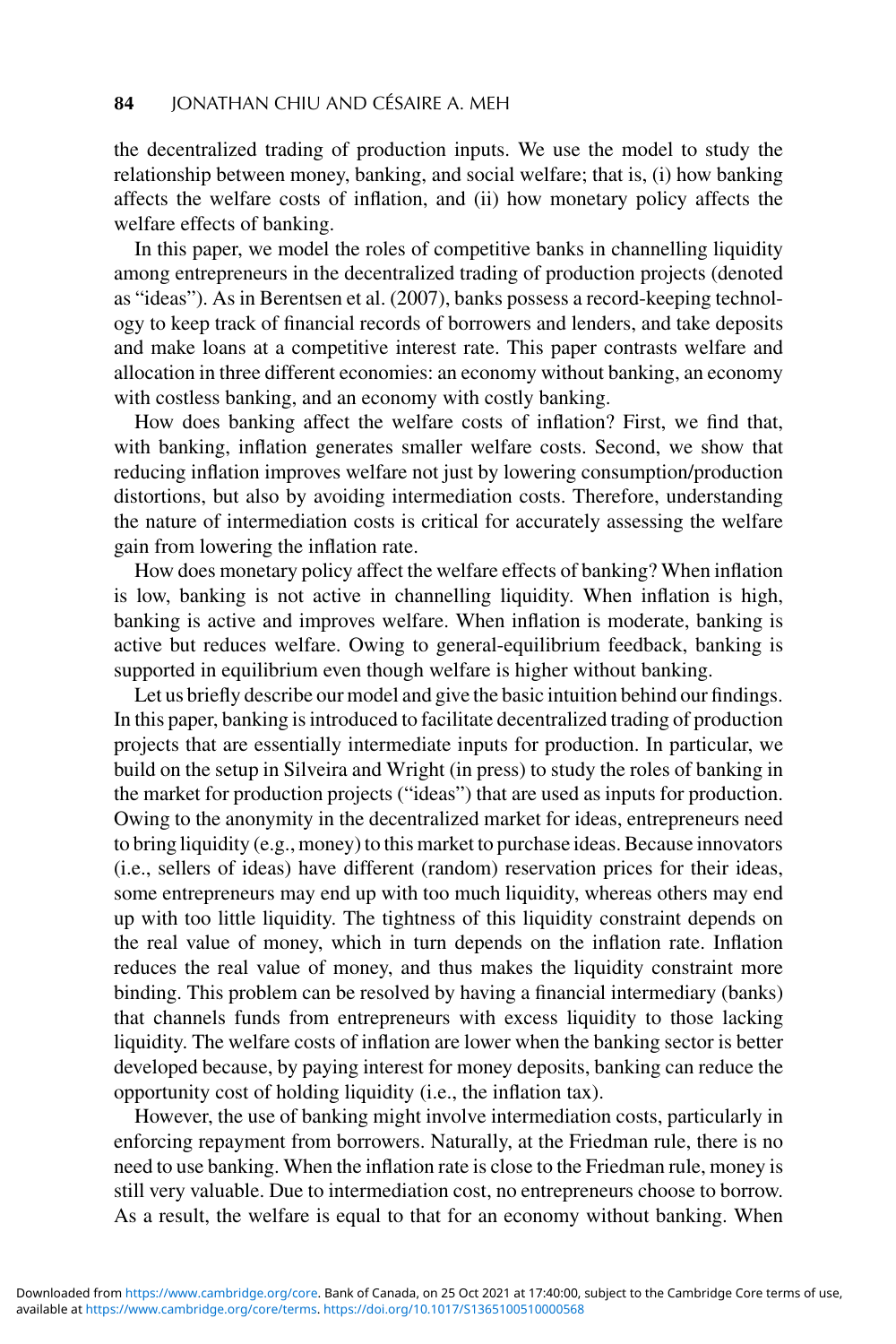the decentralized trading of production inputs. We use the model to study the relationship between money, banking, and social welfare; that is, (i) how banking affects the welfare costs of inflation, and (ii) how monetary policy affects the welfare effects of banking.

In this paper, we model the roles of competitive banks in channelling liquidity among entrepreneurs in the decentralized trading of production projects (denoted as "ideas"). As in Berentsen et al. (2007), banks possess a record-keeping technology to keep track of financial records of borrowers and lenders, and take deposits and make loans at a competitive interest rate. This paper contrasts welfare and allocation in three different economies: an economy without banking, an economy with costless banking, and an economy with costly banking.

How does banking affect the welfare costs of inflation? First, we find that, with banking, inflation generates smaller welfare costs. Second, we show that reducing inflation improves welfare not just by lowering consumption/production distortions, but also by avoiding intermediation costs. Therefore, understanding the nature of intermediation costs is critical for accurately assessing the welfare gain from lowering the inflation rate.

How does monetary policy affect the welfare effects of banking? When inflation is low, banking is not active in channelling liquidity. When inflation is high, banking is active and improves welfare. When inflation is moderate, banking is active but reduces welfare. Owing to general-equilibrium feedback, banking is supported in equilibrium even though welfare is higher without banking.

Let us briefly describe our model and give the basic intuition behind our findings. In this paper, banking is introduced to facilitate decentralized trading of production projects that are essentially intermediate inputs for production. In particular, we build on the setup in Silveira and Wright (in press) to study the roles of banking in the market for production projects ("ideas") that are used as inputs for production. Owing to the anonymity in the decentralized market for ideas, entrepreneurs need to bring liquidity (e.g., money) to this market to purchase ideas. Because innovators (i.e., sellers of ideas) have different (random) reservation prices for their ideas, some entrepreneurs may end up with too much liquidity, whereas others may end up with too little liquidity. The tightness of this liquidity constraint depends on the real value of money, which in turn depends on the inflation rate. Inflation reduces the real value of money, and thus makes the liquidity constraint more binding. This problem can be resolved by having a financial intermediary (banks) that channels funds from entrepreneurs with excess liquidity to those lacking liquidity. The welfare costs of inflation are lower when the banking sector is better developed because, by paying interest for money deposits, banking can reduce the opportunity cost of holding liquidity (i.e., the inflation tax).

However, the use of banking might involve intermediation costs, particularly in enforcing repayment from borrowers. Naturally, at the Friedman rule, there is no need to use banking. When the inflation rate is close to the Friedman rule, money is still very valuable. Due to intermediation cost, no entrepreneurs choose to borrow. As a result, the welfare is equal to that for an economy without banking. When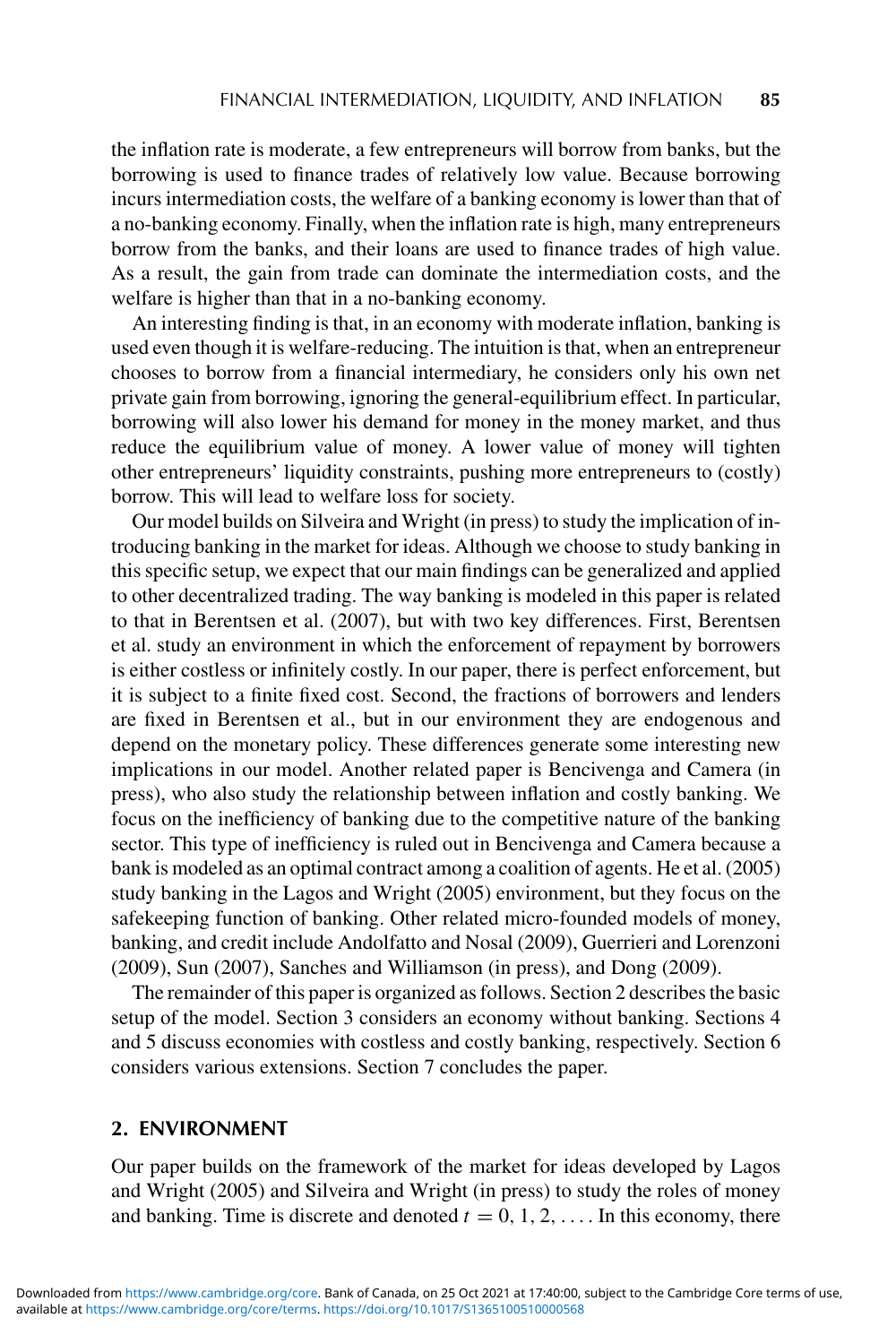the inflation rate is moderate, a few entrepreneurs will borrow from banks, but the borrowing is used to finance trades of relatively low value. Because borrowing incurs intermediation costs, the welfare of a banking economy is lower than that of a no-banking economy. Finally, when the inflation rate is high, many entrepreneurs borrow from the banks, and their loans are used to finance trades of high value. As a result, the gain from trade can dominate the intermediation costs, and the welfare is higher than that in a no-banking economy.

An interesting finding is that, in an economy with moderate inflation, banking is used even though it is welfare-reducing. The intuition is that, when an entrepreneur chooses to borrow from a financial intermediary, he considers only his own net private gain from borrowing, ignoring the general-equilibrium effect. In particular, borrowing will also lower his demand for money in the money market, and thus reduce the equilibrium value of money. A lower value of money will tighten other entrepreneurs' liquidity constraints, pushing more entrepreneurs to (costly) borrow. This will lead to welfare loss for society.

Our model builds on Silveira and Wright (in press) to study the implication of introducing banking in the market for ideas. Although we choose to study banking in this specific setup, we expect that our main findings can be generalized and applied to other decentralized trading. The way banking is modeled in this paper is related to that in Berentsen et al. (2007), but with two key differences. First, Berentsen et al. study an environment in which the enforcement of repayment by borrowers is either costless or infinitely costly. In our paper, there is perfect enforcement, but it is subject to a finite fixed cost. Second, the fractions of borrowers and lenders are fixed in Berentsen et al., but in our environment they are endogenous and depend on the monetary policy. These differences generate some interesting new implications in our model. Another related paper is Bencivenga and Camera (in press), who also study the relationship between inflation and costly banking. We focus on the inefficiency of banking due to the competitive nature of the banking sector. This type of inefficiency is ruled out in Bencivenga and Camera because a bank is modeled as an optimal contract among a coalition of agents. He et al. (2005) study banking in the Lagos and Wright (2005) environment, but they focus on the safekeeping function of banking. Other related micro-founded models of money, banking, and credit include Andolfatto and Nosal (2009), Guerrieri and Lorenzoni (2009), Sun (2007), Sanches and Williamson (in press), and Dong (2009).

The remainder of this paper is organized as follows. Section 2 describes the basic setup of the model. Section 3 considers an economy without banking. Sections 4 and 5 discuss economies with costless and costly banking, respectively. Section 6 considers various extensions. Section 7 concludes the paper.

## 2. ENVIRONMENT

Our paper builds on the framework of the market for ideas developed by Lagos and Wright (2005) and Silveira and Wright (in press) to study the roles of money and banking. Time is discrete and denoted $t = 0, 1, 2, \ldots$. In this economy, there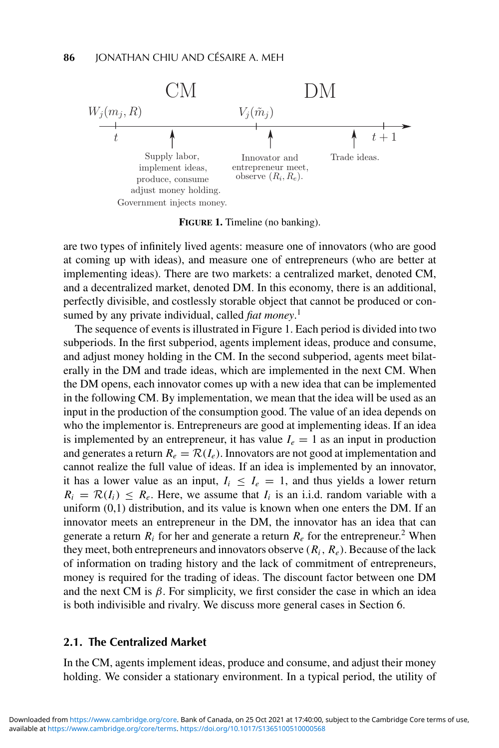FIGURE 1. Timeline (no banking).

are two types of infinitely lived agents: measure one of innovators (who are good at coming up with ideas), and measure one of entrepreneurs (who are better at implementing ideas). There are two markets: a centralized market, denoted CM, and a decentralized market, denoted DM. In this economy, there is an additional, perfectly divisible, and costlessly storable object that cannot be produced or consumed by any private individual, called *fiat money*.[1]

The sequence of events is illustrated in Figure 1. Each period is divided into two subperiods. In the first subperiod, agents implement ideas, produce and consume, and adjust money holding in the CM. In the second subperiod, agents meet bilaterally in the DM and trade ideas, which are implemented in the next CM. When the DM opens, each innovator comes up with a new idea that can be implemented in the following CM. By implementation, we mean that the idea will be used as an input in the production of the consumption good. The value of an idea depends on who the implementor is. Entrepreneurs are good at implementing ideas. If an idea is implemented by an entrepreneur, it has value $I_e = 1$ as an input in production and generates a return $R_e = \mathcal{R}(I_e)$. Innovators are not good at implementation and cannot realize the full value of ideas. If an idea is implemented by an innovator, it has a lower value as an input, $I_i \leq I_e = 1$, and thus yields a lower return $R_i = \mathcal{R}(I_i) \leq R_e$. Here, we assume that $I_i$ is an i.i.d. random variable with a uniform (0,1) distribution, and its value is known when one enters the DM. If an innovator meets an entrepreneur in the DM, the innovator has an idea that can generate a return $R_i$ for her and generate a return $R_e$ for the entrepreneur.[2] When they meet, both entrepreneurs and innovators observe $(R_i, R_e)$. Because of the lack of information on trading history and the lack of commitment of entrepreneurs, money is required for the trading of ideas. The discount factor between one DM and the next CM is $\beta$. For simplicity, we first consider the case in which an idea is both indivisible and rivalry. We discuss more general cases in Section 6.

## 2.1. The Centralized Market

In the CM, agents implement ideas, produce and consume, and adjust their money holding. We consider a stationary environment. In a typical period, the utility of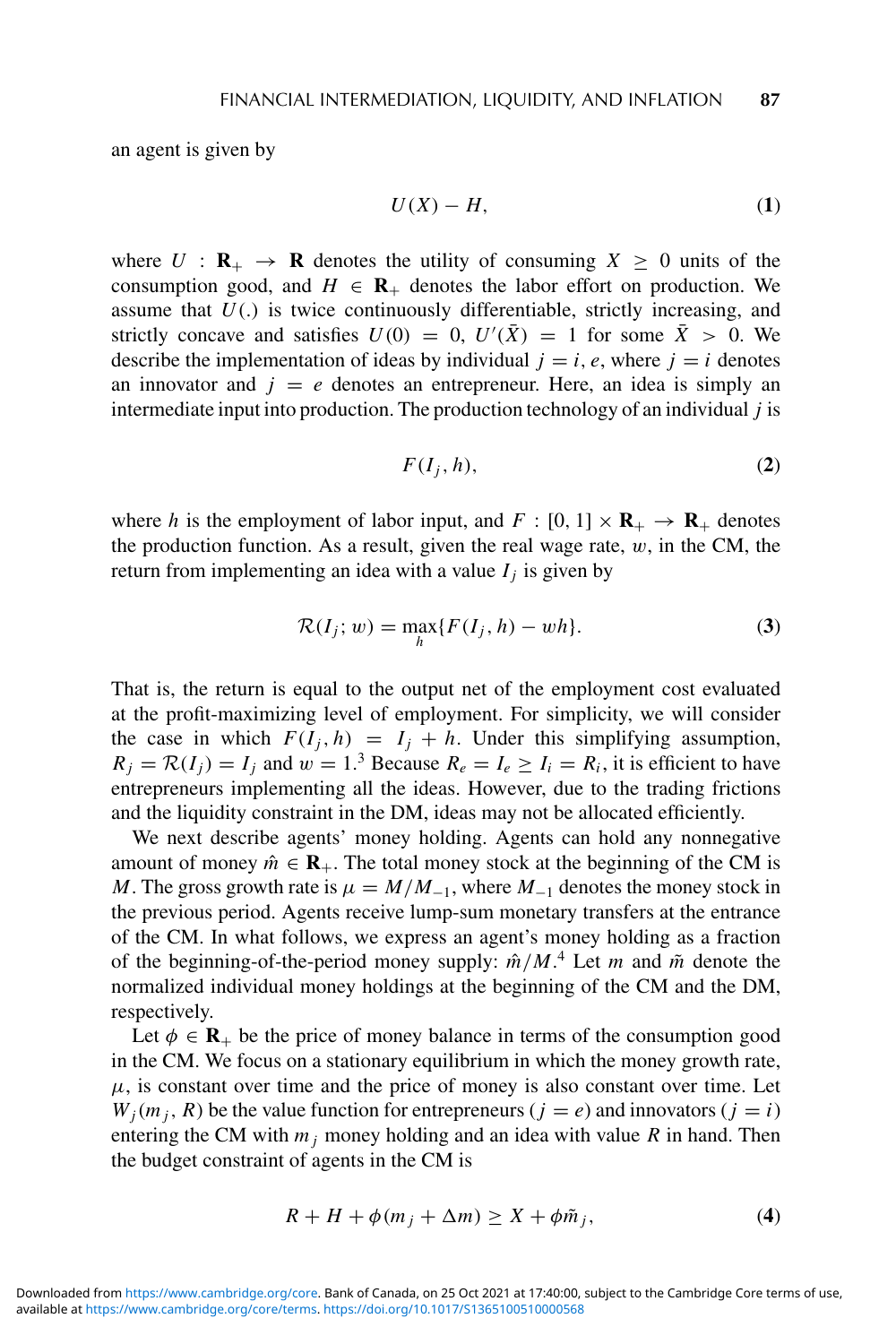an agent is given by

$$U(X) - H, \tag{1}$$

where $U : \mathbf{R}_+ \to \mathbf{R}$ denotes the utility of consuming $X \geq 0$ units of the consumption good, and $H \in \mathbf{R}_+$ denotes the labor effort on production. We assume that $U(.)$ is twice continuously differentiable, strictly increasing, and strictly concave and satisfies $U(0) = 0$, $U'(\bar{X}) = 1$ for some $\bar{X} > 0$. We describe the implementation of ideas by individual $j = i, e$, where $j = i$ denotes an innovator and $j = e$ denotes an entrepreneur. Here, an idea is simply an intermediate input into production. The production technology of an individual $j$ is

$$F(I_j, h), \tag{2}$$

where $h$ is the employment of labor input, and $F : [0, 1] \times \mathbf{R}_+ \to \mathbf{R}_+$ denotes the production function. As a result, given the real wage rate, $w$, in the CM, the return from implementing an idea with a value $I_j$ is given by

$$\mathcal{R}(I_j; w) = \max_h \{F(I_j, h) - wh\}. \tag{3}$$

That is, the return is equal to the output net of the employment cost evaluated at the profit-maximizing level of employment. For simplicity, we will consider the case in which $F(I_j, h) = I_j + h$. Under this simplifying assumption, $R_j = \mathcal{R}(I_j) = I_j$ and $w = 1$.[3] Because $R_e = I_e \geq I_i = R_i$, it is efficient to have entrepreneurs implementing all the ideas. However, due to the trading frictions and the liquidity constraint in the DM, ideas may not be allocated efficiently.

We next describe agents' money holding. Agents can hold any nonnegative amount of money $\hat{m} \in \mathbf{R}_+$. The total money stock at the beginning of the CM is $M$. The gross growth rate is $\mu = M/M_{-1}$, where $M_{-1}$ denotes the money stock in the previous period. Agents receive lump-sum monetary transfers at the entrance of the CM. In what follows, we express an agent's money holding as a fraction of the beginning-of-the-period money supply: $\hat{m}/M$.[4] Let $m$ and $\tilde{m}$ denote the normalized individual money holdings at the beginning of the CM and the DM, respectively.

Let $\phi \in \mathbf{R}_+$ be the price of money balance in terms of the consumption good in the CM. We focus on a stationary equilibrium in which the money growth rate, $\mu$, is constant over time and the price of money is also constant over time. Let $W_j(m_j, R)$ be the value function for entrepreneurs ($j = e$) and innovators ($j = i$) entering the CM with $m_j$ money holding and an idea with value $R$ in hand. Then the budget constraint of agents in the CM is

$$R + H + \phi(m_j + \Delta m) \geq X + \phi \tilde{m}_j, \tag{4}$$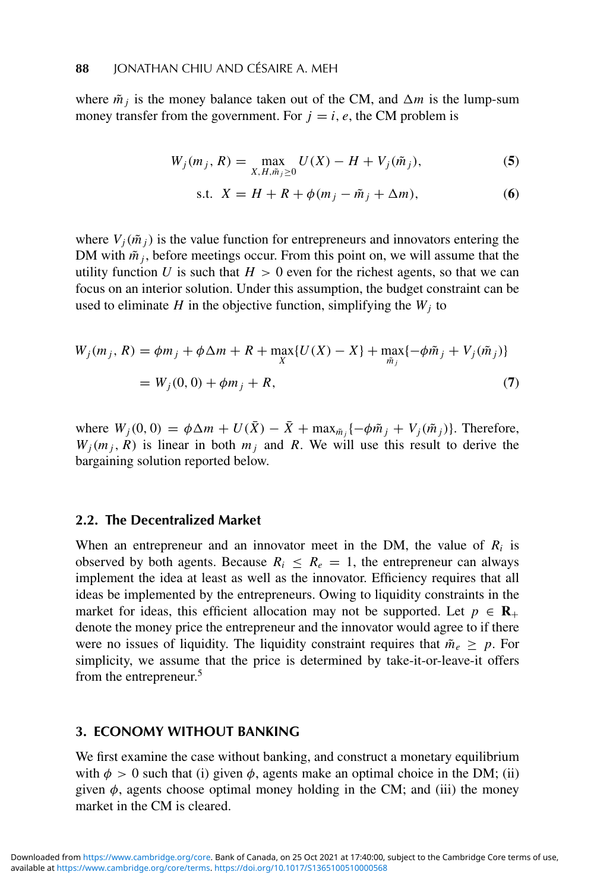where $\tilde{m}_j$ is the money balance taken out of the CM, and $\Delta m$ is the lump-sum money transfer from the government. For $j = i, e$, the CM problem is

$$W_j(m_j, R) = \max_{X, H, \tilde{m}_j \geq 0} U(X) - H + V_j(\tilde{m}_j), \tag{5}$$

$$\text{s.t. } X = H + R + \phi(m_j - \tilde{m}_j + \Delta m), \tag{6}$$

where $V_j(\tilde{m}_j)$ is the value function for entrepreneurs and innovators entering the DM with $\tilde{m}_j$, before meetings occur. From this point on, we will assume that the utility function $U$ is such that $H > 0$ even for the richest agents, so that we can focus on an interior solution. Under this assumption, the budget constraint can be used to eliminate $H$ in the objective function, simplifying the $W_j$ to

$$\begin{aligned} W_j(m_j, R) &= \phi m_j + \phi \Delta m + R + \max_X \{U(X) - X\} + \max_{\tilde{m}_j} \{-\phi \tilde{m}_j + V_j(\tilde{m}_j)\} \\ &= W_j(0, 0) + \phi m_j + R, \end{aligned} \tag{7}$$

where $W_j(0, 0) = \phi \Delta m + U(\bar{X}) - \bar{X} + \max_{\tilde{m}_j} \{-\phi \tilde{m}_j + V_j(\tilde{m}_j)\}$. Therefore, $W_j(m_j, R)$ is linear in both $m_j$ and $R$. We will use this result to derive the bargaining solution reported below.

### 2.2. The Decentralized Market

When an entrepreneur and an innovator meet in the DM, the value of $R_i$ is observed by both agents. Because $R_i \leq R_e = 1$, the entrepreneur can always implement the idea at least as well as the innovator. Efficiency requires that all ideas be implemented by the entrepreneurs. Owing to liquidity constraints in the market for ideas, this efficient allocation may not be supported. Let $p \in \mathbf{R}_+$ denote the money price the entrepreneur and the innovator would agree to if there were no issues of liquidity. The liquidity constraint requires that $\tilde{m}_e \geq p$. For simplicity, we assume that the price is determined by take-it-or-leave-it offers from the entrepreneur.[5]

## 3. ECONOMY WITHOUT BANKING

We first examine the case without banking, and construct a monetary equilibrium with $\phi > 0$ such that (i) given $\phi$, agents make an optimal choice in the DM; (ii) given $\phi$, agents choose optimal money holding in the CM; and (iii) the money market in the CM is cleared.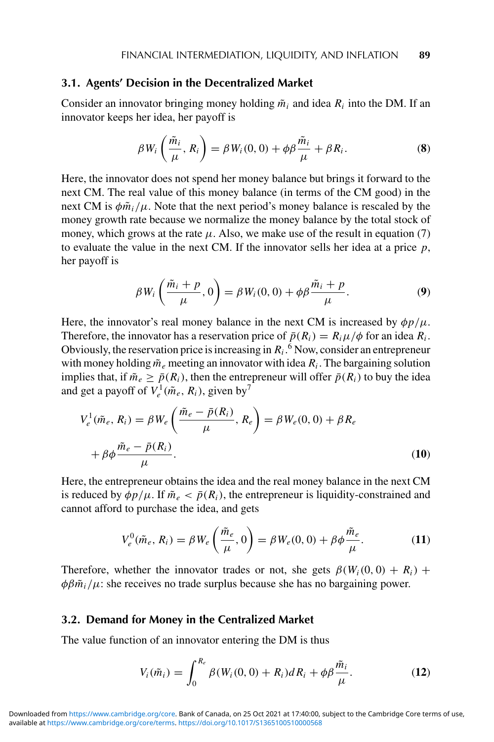### 3.1. Agents' Decision in the Decentralized Market

Consider an innovator bringing money holding $\tilde{m}_i$ and idea $R_i$ into the DM. If an innovator keeps her idea, her payoff is

$$\beta W_i\left(\frac{\tilde{m}_i}{\mu}, R_i\right) = \beta W_i(0,0) + \phi\beta\frac{\tilde{m}_i}{\mu} + \beta R_i. \tag{8}$$

Here, the innovator does not spend her money balance but brings it forward to the next CM. The real value of this money balance (in terms of the CM good) in the next CM is $\phi\tilde{m}_i/\mu$. Note that the next period's money balance is rescaled by the money growth rate because we normalize the money balance by the total stock of money, which grows at the rate $\mu$. Also, we make use of the result in equation (7) to evaluate the value in the next CM. If the innovator sells her idea at a price $p$, her payoff is

$$\beta W_i\left(\frac{\tilde{m}_i + p}{\mu}, 0\right) = \beta W_i(0,0) + \phi\beta\frac{\tilde{m}_i + p}{\mu}. \tag{9}$$

Here, the innovator's real money balance in the next CM is increased by $\phi p/\mu$. Therefore, the innovator has a reservation price of $\bar{p}(R_i) = R_i\mu/\phi$ for an idea $R_i$. Obviously, the reservation price is increasing in $R_i$.[6] Now, consider an entrepreneur with money holding $\tilde{m}_e$ meeting an innovator with idea $R_i$. The bargaining solution implies that, if $\tilde{m}_e \geq \bar{p}(R_i)$, then the entrepreneur will offer $\bar{p}(R_i)$ to buy the idea and get a payoff of $V_e^1(\tilde{m}_e, R_i)$, given by[7]

$$V_e^1(\tilde{m}_e, R_i) = \beta W_e\left(\frac{\tilde{m}_e - \bar{p}(R_i)}{\mu}, R_e\right) = \beta W_e(0,0) + \beta R_e + \beta\phi\frac{\tilde{m}_e - \bar{p}(R_i)}{\mu}. \tag{10}$$

Here, the entrepreneur obtains the idea and the real money balance in the next CM is reduced by $\phi p/\mu$. If $\tilde{m}_e < \bar{p}(R_i)$, the entrepreneur is liquidity-constrained and cannot afford to purchase the idea, and gets

$$V_e^0(\tilde{m}_e, R_i) = \beta W_e\left(\frac{\tilde{m}_e}{\mu}, 0\right) = \beta W_e(0,0) + \beta\phi\frac{\tilde{m}_e}{\mu}. \tag{11}$$

Therefore, whether the innovator trades or not, she gets $\beta(W_i(0,0) + R_i) + \phi\beta\tilde{m}_i/\mu$: she receives no trade surplus because she has no bargaining power.

### 3.2. Demand for Money in the Centralized Market

The value function of an innovator entering the DM is thus

$$V_i(\tilde{m}_i) = \int_0^{R_e} \beta(W_i(0,0) + R_i)\,dR_i + \phi\beta\frac{\tilde{m}_i}{\mu}. \tag{12}$$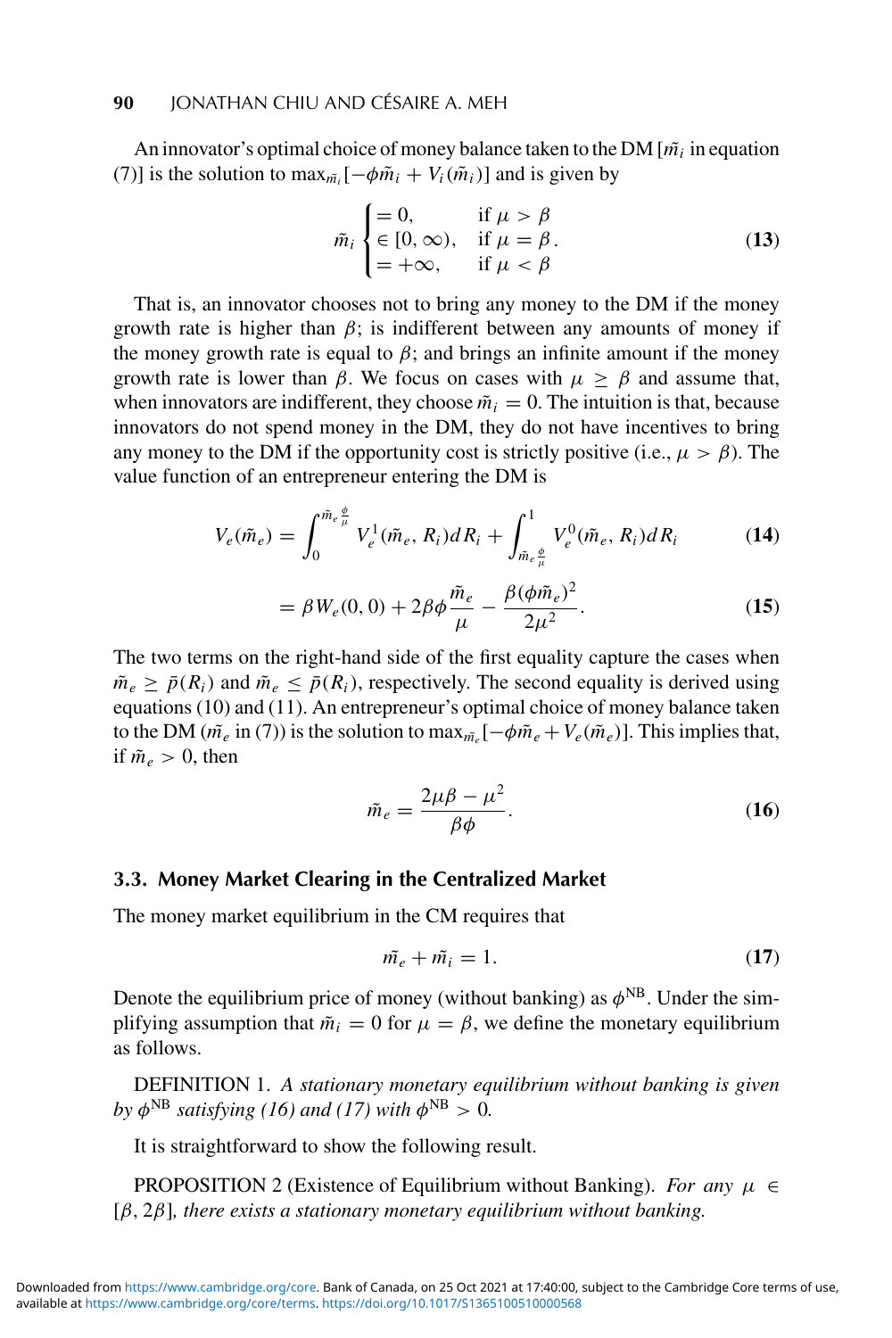An innovator's optimal choice of money balance taken to the DM [$\tilde{m}_i$ in equation (7)] is the solution to $\max_{\tilde{m}_i}[-\phi\tilde{m}_i + V_i(\tilde{m}_i)]$ and is given by

$$\tilde{m}_i \begin{cases} = 0, & \text{if } \mu > \beta \\ \in [0, \infty), & \text{if } \mu = \beta \\ = +\infty, & \text{if } \mu < \beta \end{cases}. \tag{13}$$

That is, an innovator chooses not to bring any money to the DM if the money growth rate is higher than $\beta$; is indifferent between any amounts of money if the money growth rate is equal to $\beta$; and brings an infinite amount if the money growth rate is lower than $\beta$. We focus on cases with $\mu \geq \beta$ and assume that, when innovators are indifferent, they choose $\tilde{m}_i = 0$. The intuition is that, because innovators do not spend money in the DM, they do not have incentives to bring any money to the DM if the opportunity cost is strictly positive (i.e., $\mu > \beta$). The value function of an entrepreneur entering the DM is

$$V_e(\tilde{m}_e) = \int_0^{\tilde{m}_e\frac{\phi}{\mu}} V_e^1(\tilde{m}_e, R_i)dR_i + \int_{\tilde{m}_e\frac{\phi}{\mu}}^1 V_e^0(\tilde{m}_e, R_i)dR_i \tag{14}$$

$$= \beta W_e(0,0) + 2\beta\phi\frac{\tilde{m}_e}{\mu} - \frac{\beta(\phi\tilde{m}_e)^2}{2\mu^2}. \tag{15}$$

The two terms on the right-hand side of the first equality capture the cases when $\tilde{m}_e \geq \bar{p}(R_i)$ and $\tilde{m}_e \leq \bar{p}(R_i)$, respectively. The second equality is derived using equations (10) and (11). An entrepreneur's optimal choice of money balance taken to the DM ($\tilde{m}_e$ in (7)) is the solution to $\max_{\tilde{m}_e}[-\phi\tilde{m}_e + V_e(\tilde{m}_e)]$. This implies that, if $\tilde{m}_e > 0$, then

$$\tilde{m}_e = \frac{2\mu\beta - \mu^2}{\beta\phi}. \tag{16}$$

### 3.3. Money Market Clearing in the Centralized Market

The money market equilibrium in the CM requires that

$$\tilde{m}_e + \tilde{m}_i = 1. \tag{17}$$

Denote the equilibrium price of money (without banking) as $\phi^{\text{NB}}$. Under the simplifying assumption that $\tilde{m}_i = 0$ for $\mu = \beta$, we define the monetary equilibrium as follows.

DEFINITION 1. *A stationary monetary equilibrium without banking is given by $\phi^{\text{NB}}$ satisfying (16) and (17) with $\phi^{\text{NB}} > 0$.*

It is straightforward to show the following result.

PROPOSITION 2 (Existence of Equilibrium without Banking). *For any $\mu \in [\beta, 2\beta]$, there exists a stationary monetary equilibrium without banking.*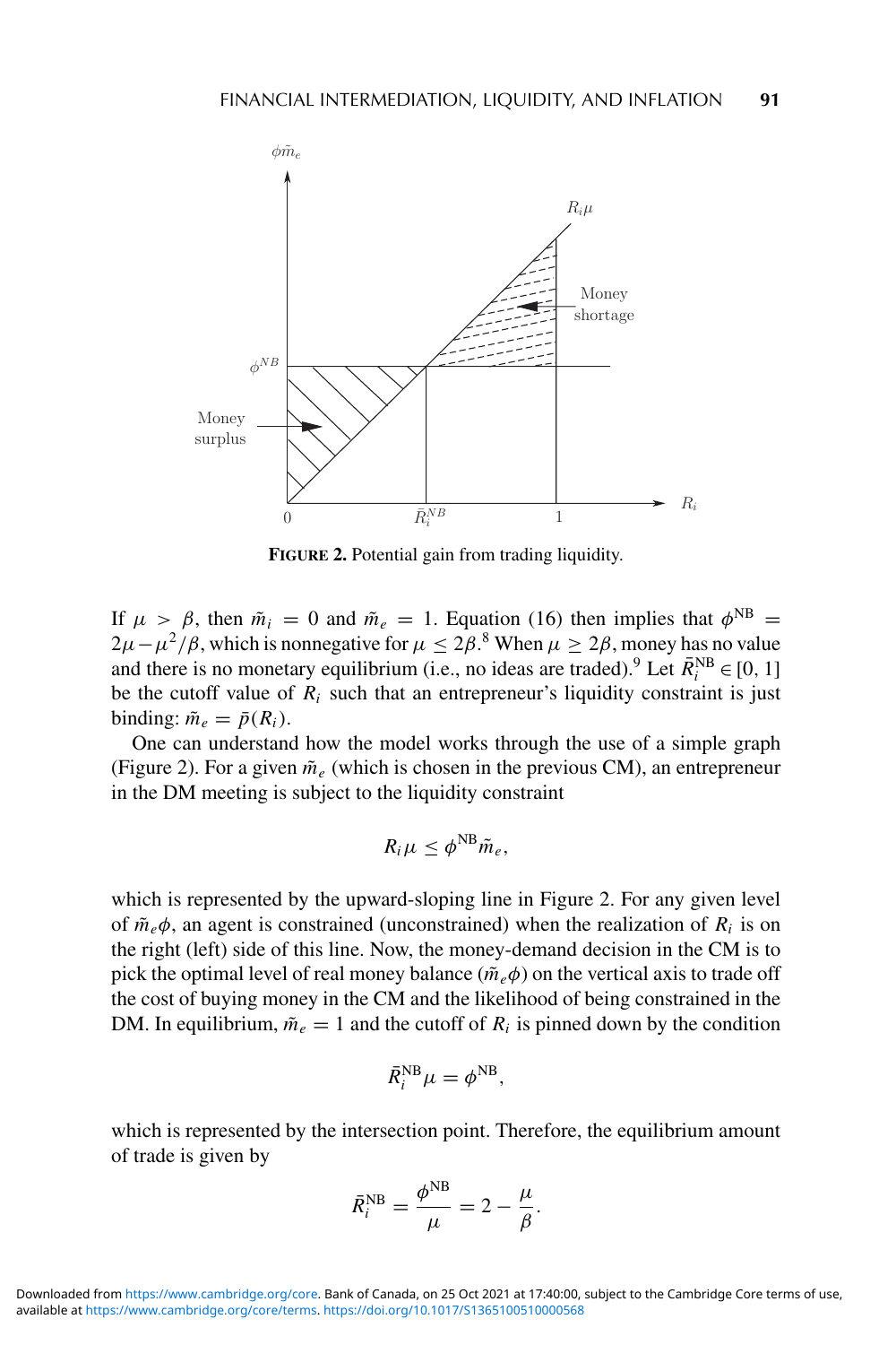**FIGURE 2.** Potential gain from trading liquidity.

If $\mu > \beta$, then $\tilde{m}_i = 0$ and $\tilde{m}_e = 1$. Equation (16) then implies that $\phi^{\text{NB}} = 2\mu - \mu^2/\beta$, which is nonnegative for $\mu \leq 2\beta$.[8] When $\mu \geq 2\beta$, money has no value and there is no monetary equilibrium (i.e., no ideas are traded).[9] Let $\bar{R}_i^{\text{NB}} \in [0, 1]$ be the cutoff value of $R_i$ such that an entrepreneur's liquidity constraint is just binding: $\tilde{m}_e = \bar{p}(R_i)$.

One can understand how the model works through the use of a simple graph (Figure 2). For a given $\tilde{m}_e$ (which is chosen in the previous CM), an entrepreneur in the DM meeting is subject to the liquidity constraint

$$R_i \mu \leq \phi^{\text{NB}} \tilde{m}_e,$$

which is represented by the upward-sloping line in Figure 2. For any given level of $\tilde{m}_e \phi$, an agent is constrained (unconstrained) when the realization of $R_i$ is on the right (left) side of this line. Now, the money-demand decision in the CM is to pick the optimal level of real money balance ($\tilde{m}_e \phi$) on the vertical axis to trade off the cost of buying money in the CM and the likelihood of being constrained in the DM. In equilibrium, $\tilde{m}_e = 1$ and the cutoff of $R_i$ is pinned down by the condition

$$\bar{R}_i^{\text{NB}} \mu = \phi^{\text{NB}},$$

which is represented by the intersection point. Therefore, the equilibrium amount of trade is given by

$$\bar{R}_i^{\text{NB}} = \frac{\phi^{\text{NB}}}{\mu} = 2 - \frac{\mu}{\beta}.$$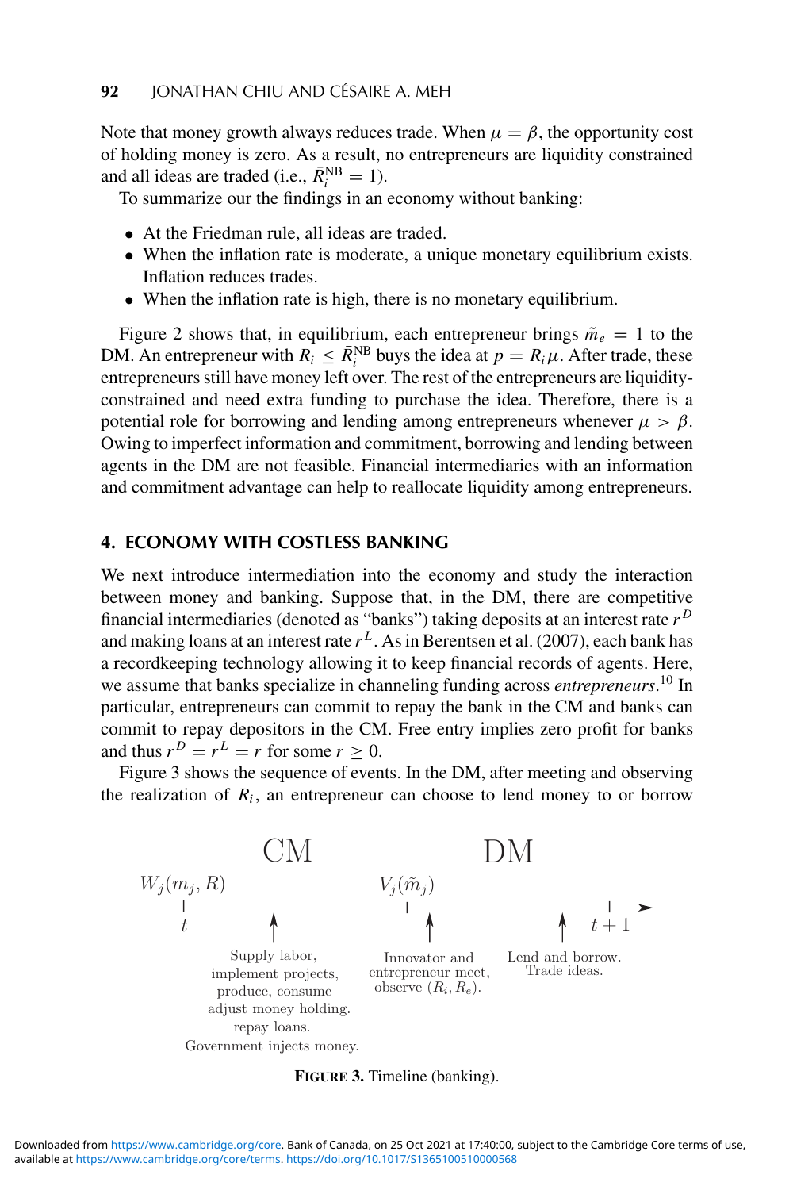Note that money growth always reduces trade. When $\mu = \beta$, the opportunity cost of holding money is zero. As a result, no entrepreneurs are liquidity constrained and all ideas are traded (i.e., $\bar{R}_i^{\text{NB}} = 1$).

To summarize our the findings in an economy without banking:

- At the Friedman rule, all ideas are traded.
- When the inflation rate is moderate, a unique monetary equilibrium exists. Inflation reduces trades.
- When the inflation rate is high, there is no monetary equilibrium.

Figure 2 shows that, in equilibrium, each entrepreneur brings $\tilde{m}_e = 1$ to the DM. An entrepreneur with $R_i \leq \bar{R}_i^{\text{NB}}$ buys the idea at $p = R_i \mu$. After trade, these entrepreneurs still have money left over. The rest of the entrepreneurs are liquidity-constrained and need extra funding to purchase the idea. Therefore, there is a potential role for borrowing and lending among entrepreneurs whenever $\mu > \beta$. Owing to imperfect information and commitment, borrowing and lending between agents in the DM are not feasible. Financial intermediaries with an information and commitment advantage can help to reallocate liquidity among entrepreneurs.

## 4. ECONOMY WITH COSTLESS BANKING

We next introduce intermediation into the economy and study the interaction between money and banking. Suppose that, in the DM, there are competitive financial intermediaries (denoted as "banks") taking deposits at an interest rate $r^D$ and making loans at an interest rate $r^L$. As in Berentsen et al. (2007), each bank has a recordkeeping technology allowing it to keep financial records of agents. Here, we assume that banks specialize in channeling funding across *entrepreneurs*.[10] In particular, entrepreneurs can commit to repay the bank in the CM and banks can commit to repay depositors in the CM. Free entry implies zero profit for banks and thus $r^D = r^L = r$ for some $r \geq 0$.

Figure 3 shows the sequence of events. In the DM, after meeting and observing the realization of $R_i$, an entrepreneur can choose to lend money to or borrow

CM | DM

$W_j(m_j, R)$ — $t$ — Supply labor, implement projects, produce, consume adjust money holding. repay loans. Government injects money.

$V_j(\tilde{m}_j)$ — Innovator and entrepreneur meet, observe $(R_i, R_e)$.

Lend and borrow. Trade ideas. — $t+1$

**FIGURE 3.** Timeline (banking).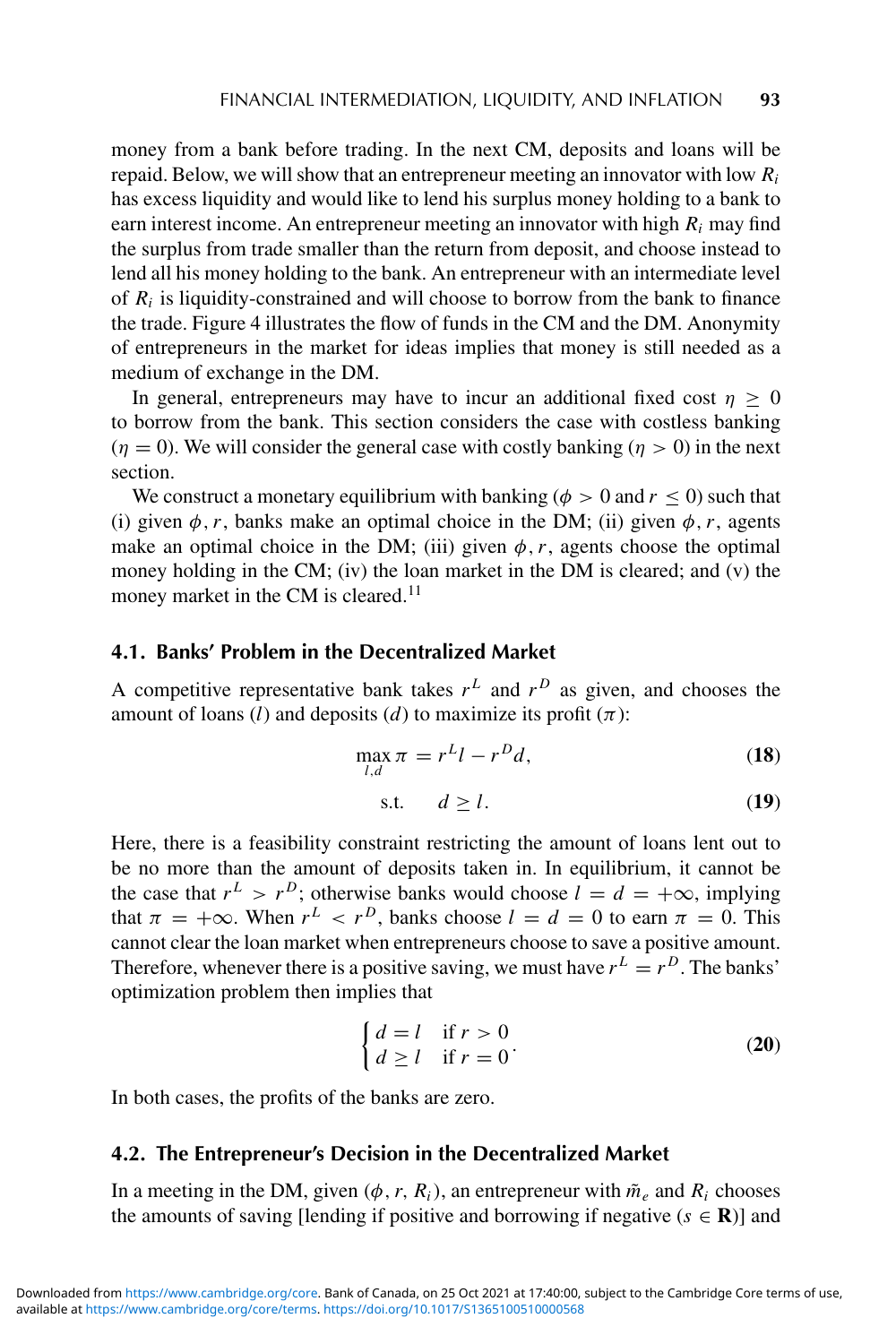money from a bank before trading. In the next CM, deposits and loans will be repaid. Below, we will show that an entrepreneur meeting an innovator with low $R_i$ has excess liquidity and would like to lend his surplus money holding to a bank to earn interest income. An entrepreneur meeting an innovator with high $R_i$ may find the surplus from trade smaller than the return from deposit, and choose instead to lend all his money holding to the bank. An entrepreneur with an intermediate level of $R_i$ is liquidity-constrained and will choose to borrow from the bank to finance the trade. Figure 4 illustrates the flow of funds in the CM and the DM. Anonymity of entrepreneurs in the market for ideas implies that money is still needed as a medium of exchange in the DM.

In general, entrepreneurs may have to incur an additional fixed cost $\eta \geq 0$ to borrow from the bank. This section considers the case with costless banking ($\eta = 0$). We will consider the general case with costly banking ($\eta > 0$) in the next section.

We construct a monetary equilibrium with banking ($\phi > 0$ and $r \leq 0$) such that (i) given $\phi, r$, banks make an optimal choice in the DM; (ii) given $\phi, r$, agents make an optimal choice in the DM; (iii) given $\phi, r$, agents choose the optimal money holding in the CM; (iv) the loan market in the DM is cleared; and (v) the money market in the CM is cleared.[11]

### 4.1. Banks' Problem in the Decentralized Market

A competitive representative bank takes $r^L$ and $r^D$ as given, and chooses the amount of loans ($l$) and deposits ($d$) to maximize its profit ($\pi$):

$$\max_{l,d} \pi = r^L l - r^D d, \tag{18}$$

$$\text{s.t.} \quad d \geq l. \tag{19}$$

Here, there is a feasibility constraint restricting the amount of loans lent out to be no more than the amount of deposits taken in. In equilibrium, it cannot be the case that $r^L > r^D$; otherwise banks would choose $l = d = +\infty$, implying that $\pi = +\infty$. When $r^L < r^D$, banks choose $l = d = 0$ to earn $\pi = 0$. This cannot clear the loan market when entrepreneurs choose to save a positive amount. Therefore, whenever there is a positive saving, we must have $r^L = r^D$. The banks' optimization problem then implies that

$$\begin{cases} d = l & \text{if } r > 0 \\ d \geq l & \text{if } r = 0 \end{cases}. \tag{20}$$

In both cases, the profits of the banks are zero.

### 4.2. The Entrepreneur's Decision in the Decentralized Market

In a meeting in the DM, given $(\phi, r, R_i)$, an entrepreneur with $\tilde{m}_e$ and $R_i$ chooses the amounts of saving [lending if positive and borrowing if negative ($s \in \mathbf{R}$)] and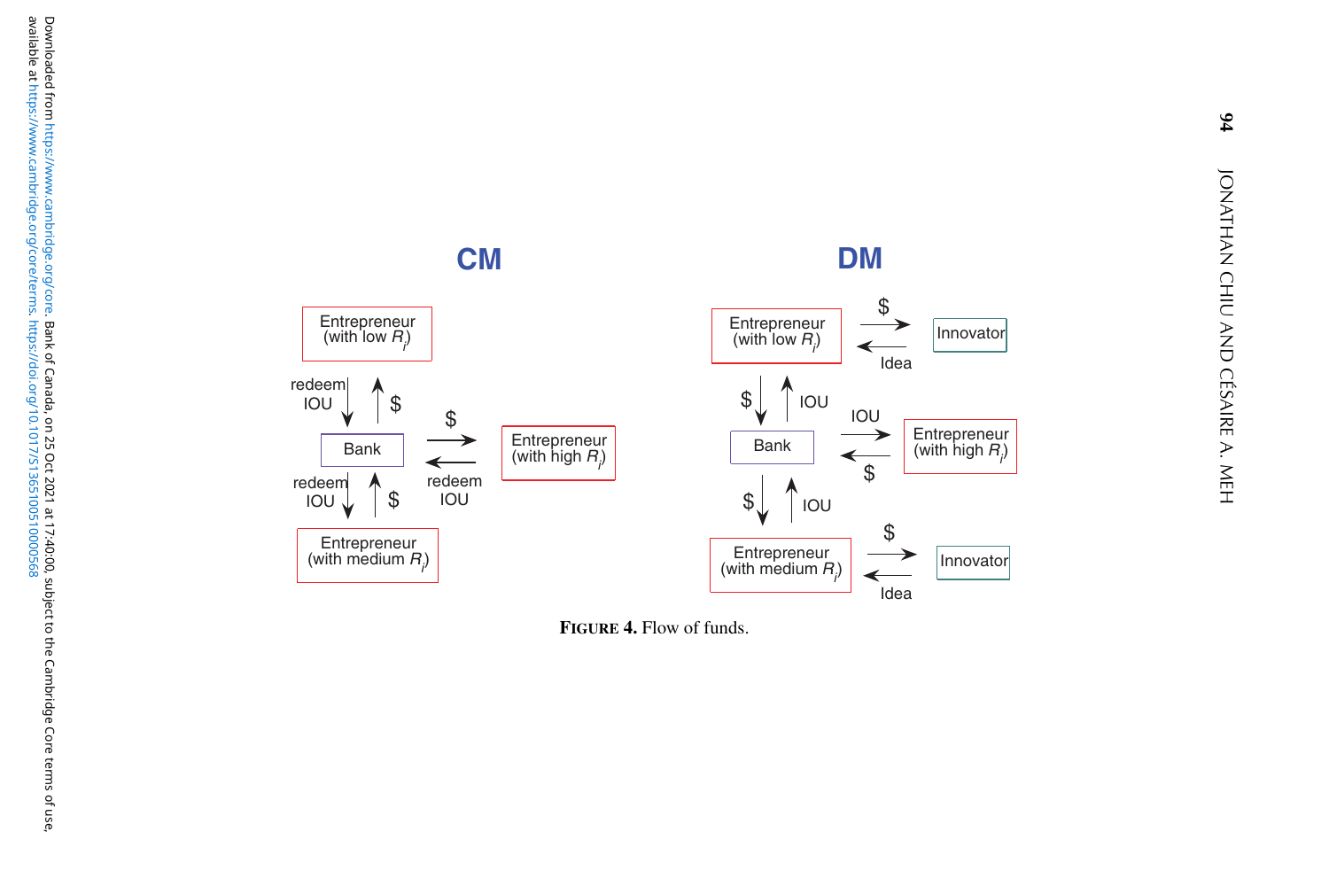**FIGURE 4.** Flow of funds.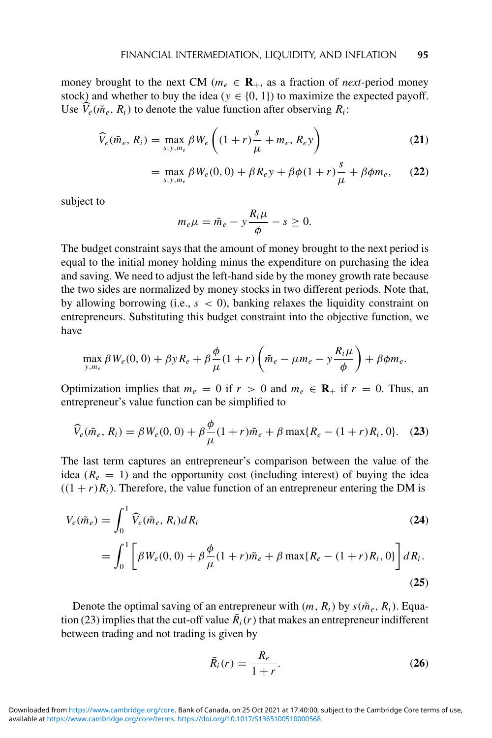money brought to the next CM ($m_e \in \mathbf{R}_+$, as a fraction of *next*-period money stock) and whether to buy the idea ($y \in \{0, 1\}$) to maximize the expected payoff. Use $\widehat{V}_e(\tilde{m}_e, R_i)$ to denote the value function after observing $R_i$:

$$\widehat{V}_e(\tilde{m}_e, R_i) = \max_{s,y,m_e} \beta W_e\left((1+r)\frac{s}{\mu} + m_e, R_e y\right) \tag{21}$$

$$= \max_{s,y,m_e} \beta W_e(0,0) + \beta R_e y + \beta\phi(1+r)\frac{s}{\mu} + \beta\phi m_e, \tag{22}$$

subject to

$$m_e \mu = \tilde{m}_e - y\frac{R_i \mu}{\phi} - s \geq 0.$$

The budget constraint says that the amount of money brought to the next period is equal to the initial money holding minus the expenditure on purchasing the idea and saving. We need to adjust the left-hand side by the money growth rate because the two sides are normalized by money stocks in two different periods. Note that, by allowing borrowing (i.e., $s < 0$), banking relaxes the liquidity constraint on entrepreneurs. Substituting this budget constraint into the objective function, we have

$$\max_{y,m_e} \beta W_e(0,0) + \beta y R_e + \beta\frac{\phi}{\mu}(1+r)\left(\tilde{m}_e - \mu m_e - y\frac{R_i\mu}{\phi}\right) + \beta\phi m_e.$$

Optimization implies that $m_e = 0$ if $r > 0$ and $m_e \in \mathbf{R}_+$ if $r = 0$. Thus, an entrepreneur's value function can be simplified to

$$\widehat{V}_e(\tilde{m}_e, R_i) = \beta W_e(0,0) + \beta\frac{\phi}{\mu}(1+r)\tilde{m}_e + \beta\max\{R_e - (1+r)R_i, 0\}. \tag{23}$$

The last term captures an entrepreneur's comparison between the value of the idea ($R_e = 1$) and the opportunity cost (including interest) of buying the idea ($(1+r)R_i$). Therefore, the value function of an entrepreneur entering the DM is

$$V_e(\tilde{m}_e) = \int_0^1 \widehat{V}_e(\tilde{m}_e, R_i)\,dR_i \tag{24}$$

$$= \int_0^1 \left[\beta W_e(0,0) + \beta\frac{\phi}{\mu}(1+r)\tilde{m}_e + \beta\max\{R_e - (1+r)R_i, 0\}\right] dR_i. \tag{25}$$

Denote the optimal saving of an entrepreneur with $(m, R_i)$ by $s(\tilde{m}_e, R_i)$. Equation (23) implies that the cut-off value $\bar{R}_i(r)$ that makes an entrepreneur indifferent between trading and not trading is given by

$$\bar{R}_i(r) = \frac{R_e}{1+r}. \tag{26}$$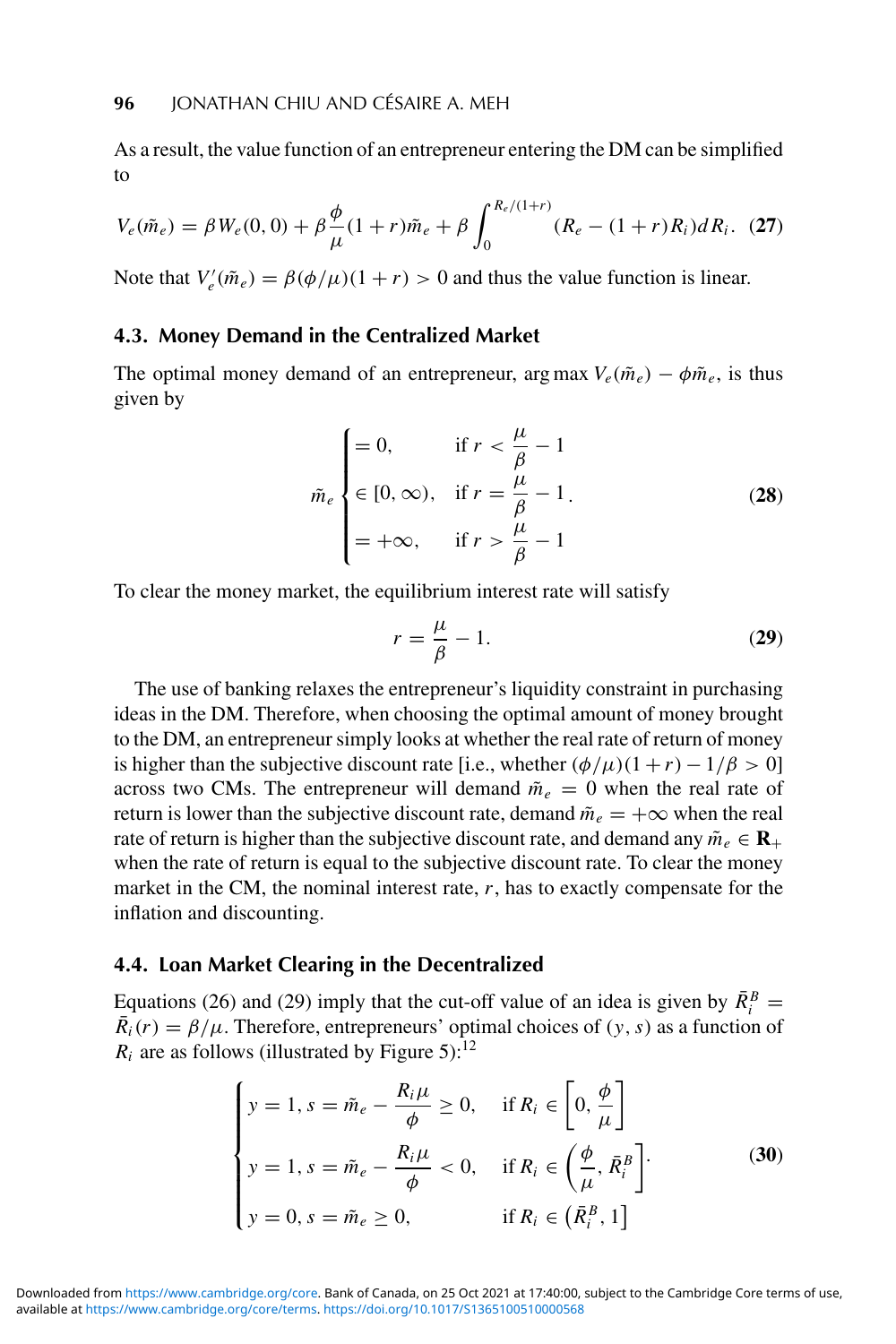As a result, the value function of an entrepreneur entering the DM can be simplified to

$$V_e(\tilde{m}_e) = \beta W_e(0,0) + \beta \frac{\phi}{\mu}(1+r)\tilde{m}_e + \beta \int_0^{R_e/(1+r)} (R_e - (1+r)R_i)\, dR_i. \quad \textbf{(27)}$$

Note that $V_e'(\tilde{m}_e) = \beta(\phi/\mu)(1+r) > 0$ and thus the value function is linear.

### 4.3. Money Demand in the Centralized Market

The optimal money demand of an entrepreneur, $\arg\max V_e(\tilde{m}_e) - \phi \tilde{m}_e$, is thus given by

$$\tilde{m}_e \begin{cases} = 0, & \text{if } r < \dfrac{\mu}{\beta} - 1 \\ \in [0, \infty), & \text{if } r = \dfrac{\mu}{\beta} - 1 \\ = +\infty, & \text{if } r > \dfrac{\mu}{\beta} - 1 \end{cases}. \quad \textbf{(28)}$$

To clear the money market, the equilibrium interest rate will satisfy

$$r = \frac{\mu}{\beta} - 1. \quad \textbf{(29)}$$

The use of banking relaxes the entrepreneur's liquidity constraint in purchasing ideas in the DM. Therefore, when choosing the optimal amount of money brought to the DM, an entrepreneur simply looks at whether the real rate of return of money is higher than the subjective discount rate [i.e., whether $(\phi/\mu)(1+r) - 1/\beta > 0$] across two CMs. The entrepreneur will demand $\tilde{m}_e = 0$ when the real rate of return is lower than the subjective discount rate, demand $\tilde{m}_e = +\infty$ when the real rate of return is higher than the subjective discount rate, and demand any $\tilde{m}_e \in \mathbf{R}_+$ when the rate of return is equal to the subjective discount rate. To clear the money market in the CM, the nominal interest rate, $r$, has to exactly compensate for the inflation and discounting.

### 4.4. Loan Market Clearing in the Decentralized

Equations (26) and (29) imply that the cut-off value of an idea is given by $\bar{R}_i^B = \bar{R}_i(r) = \beta/\mu$. Therefore, entrepreneurs' optimal choices of $(y, s)$ as a function of $R_i$ are as follows (illustrated by Figure 5):[12]

$$\begin{cases} y = 1, s = \tilde{m}_e - \dfrac{R_i \mu}{\phi} \geq 0, & \text{if } R_i \in \left[0, \dfrac{\phi}{\mu}\right] \\ y = 1, s = \tilde{m}_e - \dfrac{R_i \mu}{\phi} < 0, & \text{if } R_i \in \left(\dfrac{\phi}{\mu}, \bar{R}_i^B\right] \\ y = 0, s = \tilde{m}_e \geq 0, & \text{if } R_i \in \left(\bar{R}_i^B, 1\right] \end{cases}. \quad \textbf{(30)}$$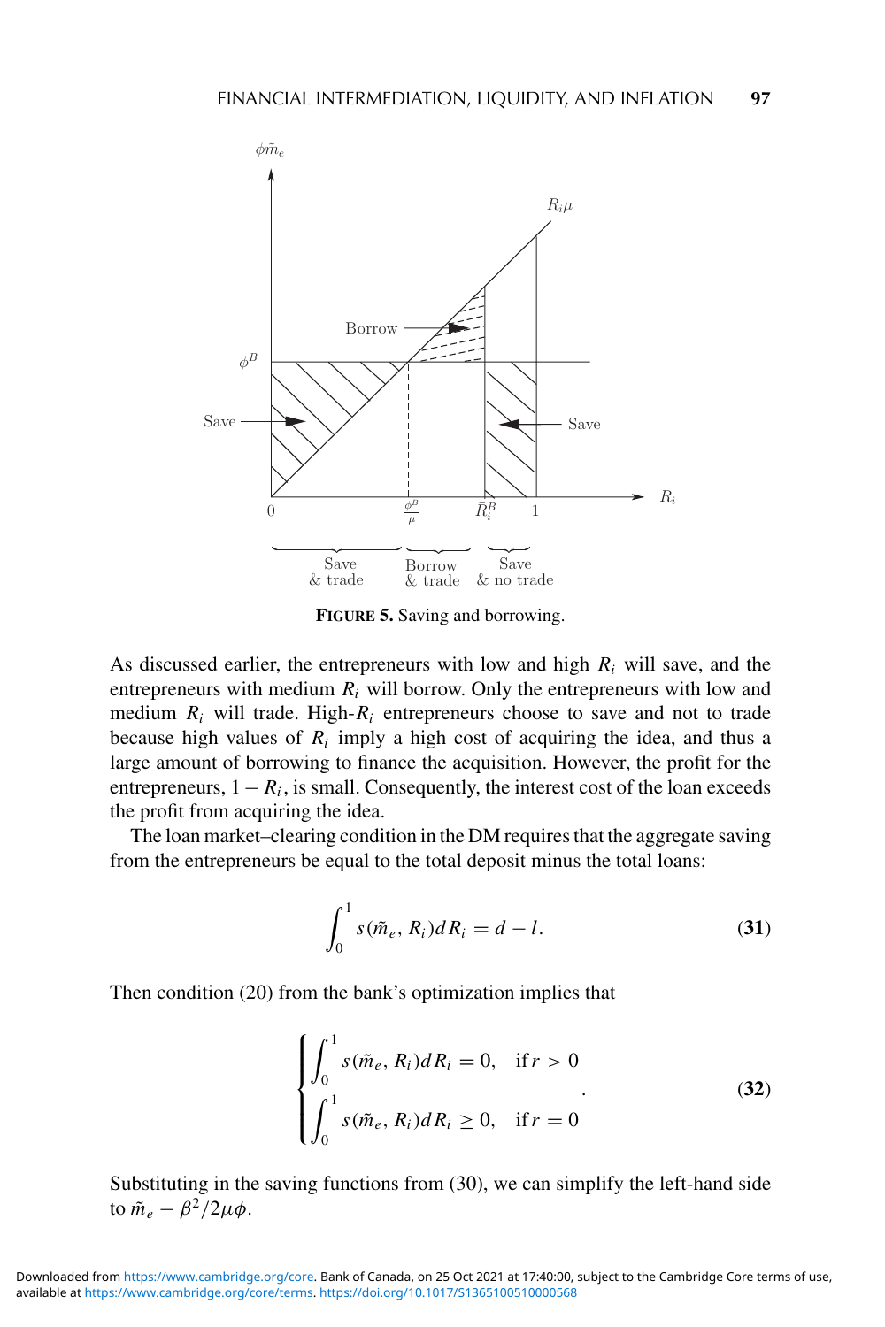FIGURE 5. Saving and borrowing.

As discussed earlier, the entrepreneurs with low and high $R_i$ will save, and the entrepreneurs with medium $R_i$ will borrow. Only the entrepreneurs with low and medium $R_i$ will trade. High-$R_i$ entrepreneurs choose to save and not to trade because high values of $R_i$ imply a high cost of acquiring the idea, and thus a large amount of borrowing to finance the acquisition. However, the profit for the entrepreneurs, $1 - R_i$, is small. Consequently, the interest cost of the loan exceeds the profit from acquiring the idea.

The loan market–clearing condition in the DM requires that the aggregate saving from the entrepreneurs be equal to the total deposit minus the total loans:

$$\int_0^1 s(\tilde{m}_e, R_i) dR_i = d - l. \tag{31}$$

Then condition (20) from the bank's optimization implies that

$$\begin{cases} \int_0^1 s(\tilde{m}_e, R_i) dR_i = 0, & \text{if } r > 0 \\ \int_0^1 s(\tilde{m}_e, R_i) dR_i \geq 0, & \text{if } r = 0 \end{cases}. \tag{32}$$

Substituting in the saving functions from (30), we can simplify the left-hand side to $\tilde{m}_e - \beta^2/2\mu\phi$.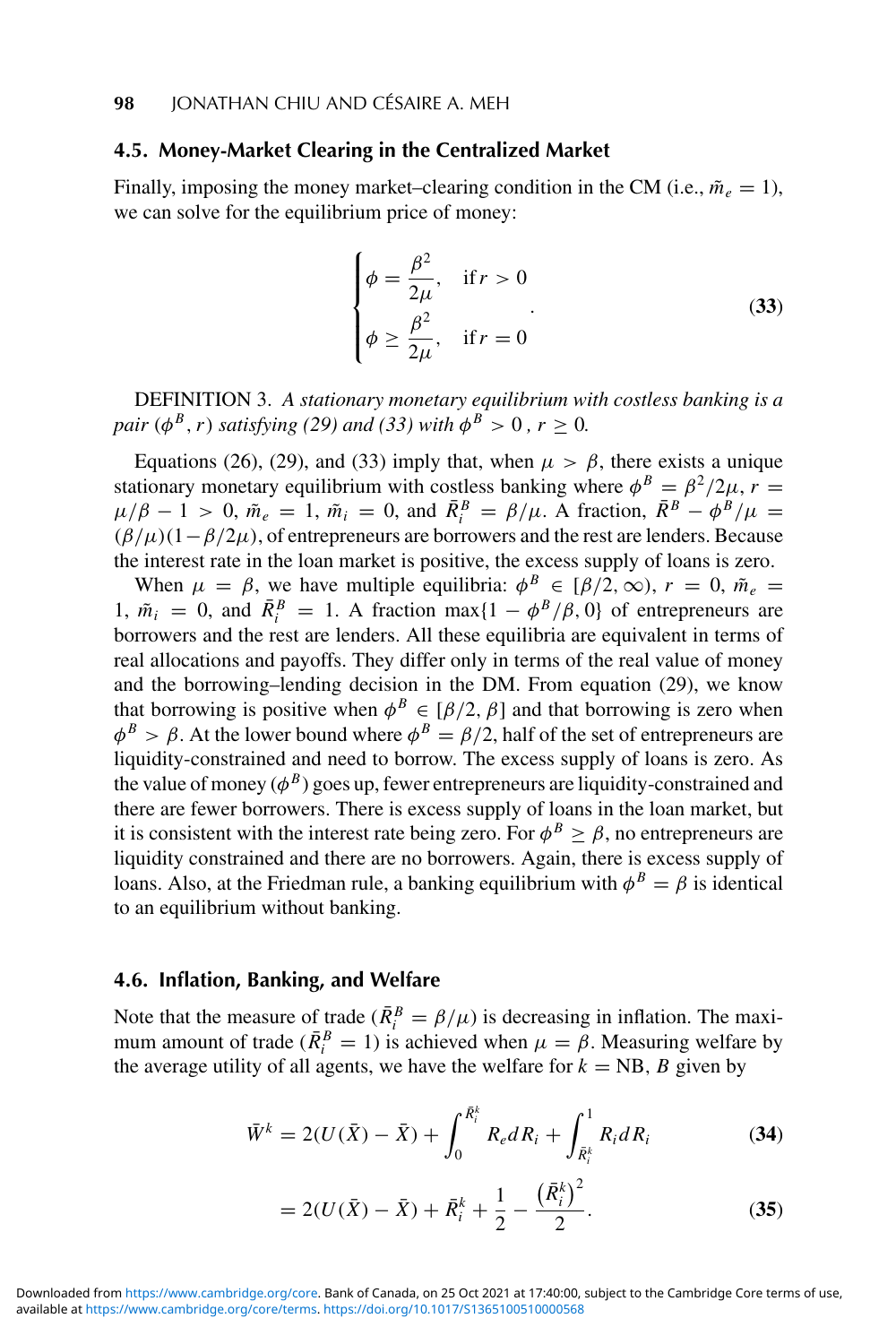### 4.5. Money-Market Clearing in the Centralized Market

Finally, imposing the money market–clearing condition in the CM (i.e., $\tilde{m}_e = 1$), we can solve for the equilibrium price of money:

$$
\begin{cases} \phi = \dfrac{\beta^2}{2\mu}, & \text{if } r > 0 \\ \phi \geq \dfrac{\beta^2}{2\mu}, & \text{if } r = 0 \end{cases}. \tag{33}
$$

DEFINITION 3. *A stationary monetary equilibrium with costless banking is a pair $(\phi^B, r)$ satisfying (29) and (33) with $\phi^B > 0$, $r \geq 0$.*

Equations (26), (29), and (33) imply that, when $\mu > \beta$, there exists a unique stationary monetary equilibrium with costless banking where $\phi^B = \beta^2/2\mu$, $r = \mu/\beta - 1 > 0$, $\tilde{m}_e = 1$, $\tilde{m}_i = 0$, and $\bar{R}_i^B = \beta/\mu$. A fraction, $\bar{R}^B - \phi^B/\mu = (\beta/\mu)(1 - \beta/2\mu)$, of entrepreneurs are borrowers and the rest are lenders. Because the interest rate in the loan market is positive, the excess supply of loans is zero.

When $\mu = \beta$, we have multiple equilibria: $\phi^B \in [\beta/2, \infty)$, $r = 0$, $\tilde{m}_e = 1$, $\tilde{m}_i = 0$, and $\bar{R}_i^B = 1$. A fraction $\max\{1 - \phi^B/\beta, 0\}$ of entrepreneurs are borrowers and the rest are lenders. All these equilibria are equivalent in terms of real allocations and payoffs. They differ only in terms of the real value of money and the borrowing–lending decision in the DM. From equation (29), we know that borrowing is positive when $\phi^B \in [\beta/2, \beta]$ and that borrowing is zero when $\phi^B > \beta$. At the lower bound where $\phi^B = \beta/2$, half of the set of entrepreneurs are liquidity-constrained and need to borrow. The excess supply of loans is zero. As the value of money $(\phi^B)$ goes up, fewer entrepreneurs are liquidity-constrained and there are fewer borrowers. There is excess supply of loans in the loan market, but it is consistent with the interest rate being zero. For $\phi^B \geq \beta$, no entrepreneurs are liquidity constrained and there are no borrowers. Again, there is excess supply of loans. Also, at the Friedman rule, a banking equilibrium with $\phi^B = \beta$ is identical to an equilibrium without banking.

### 4.6. Inflation, Banking, and Welfare

Note that the measure of trade $(\bar{R}_i^B = \beta/\mu)$ is decreasing in inflation. The maximum amount of trade $(\bar{R}_i^B = 1)$ is achieved when $\mu = \beta$. Measuring welfare by the average utility of all agents, we have the welfare for $k = \text{NB}, B$ given by

$$
\bar{W}^k = 2(U(\bar{X}) - \bar{X}) + \int_0^{\bar{R}_i^k} R_e dR_i + \int_{\bar{R}_i^k}^1 R_i dR_i \tag{34}
$$

$$
= 2(U(\bar{X}) - \bar{X}) + \bar{R}_i^k + \frac{1}{2} - \frac{\left(\bar{R}_i^k\right)^2}{2}. \tag{35}
$$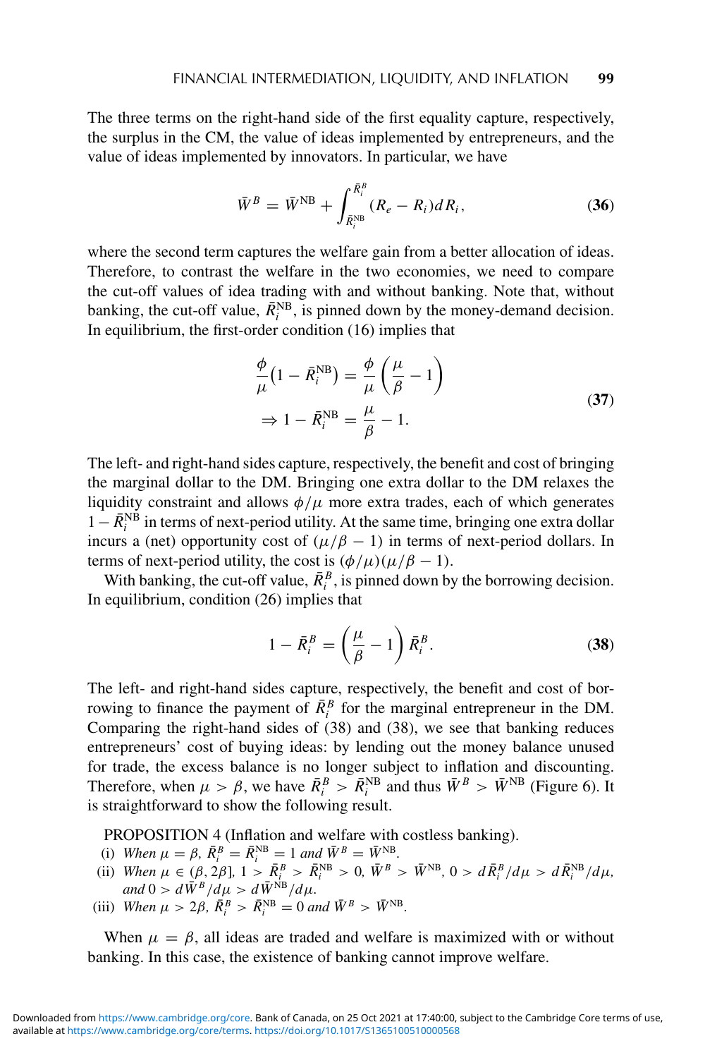The three terms on the right-hand side of the first equality capture, respectively, the surplus in the CM, the value of ideas implemented by entrepreneurs, and the value of ideas implemented by innovators. In particular, we have

$$\bar{W}^B = \bar{W}^{\text{NB}} + \int_{\bar{R}_i^{\text{NB}}}^{\bar{R}_i^B} (R_e - R_i) dR_i, \tag{36}$$

where the second term captures the welfare gain from a better allocation of ideas. Therefore, to contrast the welfare in the two economies, we need to compare the cut-off values of idea trading with and without banking. Note that, without banking, the cut-off value, $\bar{R}_i^{\text{NB}}$, is pinned down by the money-demand decision. In equilibrium, the first-order condition (16) implies that

$$\begin{aligned} \frac{\phi}{\mu}\left(1 - \bar{R}_i^{\text{NB}}\right) &= \frac{\phi}{\mu}\left(\frac{\mu}{\beta} - 1\right) \\ \Rightarrow 1 - \bar{R}_i^{\text{NB}} &= \frac{\mu}{\beta} - 1. \end{aligned} \tag{37}$$

The left- and right-hand sides capture, respectively, the benefit and cost of bringing the marginal dollar to the DM. Bringing one extra dollar to the DM relaxes the liquidity constraint and allows $\phi/\mu$ more extra trades, each of which generates $1 - \bar{R}_i^{\text{NB}}$ in terms of next-period utility. At the same time, bringing one extra dollar incurs a (net) opportunity cost of $(\mu/\beta - 1)$ in terms of next-period dollars. In terms of next-period utility, the cost is $(\phi/\mu)(\mu/\beta - 1)$.

With banking, the cut-off value, $\bar{R}_i^B$, is pinned down by the borrowing decision. In equilibrium, condition (26) implies that

$$1 - \bar{R}_i^B = \left(\frac{\mu}{\beta} - 1\right) \bar{R}_i^B. \tag{38}$$

The left- and right-hand sides capture, respectively, the benefit and cost of borrowing to finance the payment of $\bar{R}_i^B$ for the marginal entrepreneur in the DM. Comparing the right-hand sides of (38) and (38), we see that banking reduces entrepreneurs' cost of buying ideas: by lending out the money balance unused for trade, the excess balance is no longer subject to inflation and discounting. Therefore, when $\mu > \beta$, we have $\bar{R}_i^B > \bar{R}_i^{\text{NB}}$ and thus $\bar{W}^B > \bar{W}^{\text{NB}}$ (Figure 6). It is straightforward to show the following result.

PROPOSITION 4 (Inflation and welfare with costless banking).

(i) *When* $\mu = \beta$, $\bar{R}_i^B = \bar{R}_i^{\text{NB}} = 1$ *and* $\bar{W}^B = \bar{W}^{\text{NB}}$.

(ii) *When* $\mu \in (\beta, 2\beta]$, $1 > \bar{R}_i^B > \bar{R}_i^{\text{NB}} > 0$, $\bar{W}^B > \bar{W}^{\text{NB}}$, $0 > d\bar{R}_i^B/d\mu > d\bar{R}_i^{\text{NB}}/d\mu$, *and* $0 > d\bar{W}^B/d\mu > d\bar{W}^{\text{NB}}/d\mu$.

(iii) *When* $\mu > 2\beta$, $\bar{R}_i^B > \bar{R}_i^{\text{NB}} = 0$ *and* $\bar{W}^B > \bar{W}^{\text{NB}}$.

When $\mu = \beta$, all ideas are traded and welfare is maximized with or without banking. In this case, the existence of banking cannot improve welfare.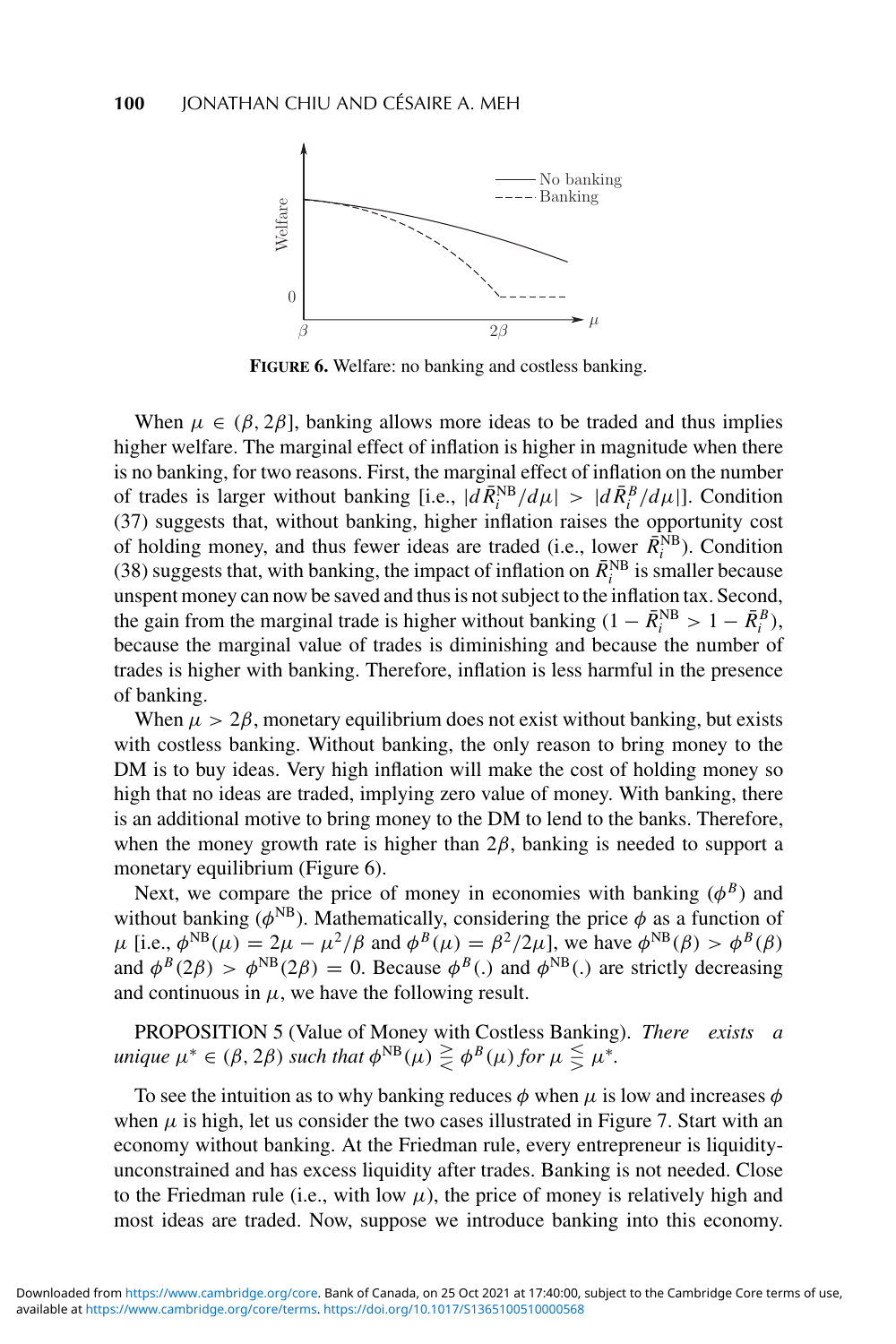**FIGURE 6.** Welfare: no banking and costless banking.

When $\mu \in (\beta, 2\beta]$, banking allows more ideas to be traded and thus implies higher welfare. The marginal effect of inflation is higher in magnitude when there is no banking, for two reasons. First, the marginal effect of inflation on the number of trades is larger without banking [i.e., $|d\bar{R}_i^{\text{NB}}/d\mu| > |d\bar{R}_i^B/d\mu|$]. Condition (37) suggests that, without banking, higher inflation raises the opportunity cost of holding money, and thus fewer ideas are traded (i.e., lower $\bar{R}_i^{\text{NB}}$). Condition (38) suggests that, with banking, the impact of inflation on $\bar{R}_i^{\text{NB}}$ is smaller because unspent money can now be saved and thus is not subject to the inflation tax. Second, the gain from the marginal trade is higher without banking ($1 - \bar{R}_i^{\text{NB}} > 1 - \bar{R}_i^B$), because the marginal value of trades is diminishing and because the number of trades is higher with banking. Therefore, inflation is less harmful in the presence of banking.

When $\mu > 2\beta$, monetary equilibrium does not exist without banking, but exists with costless banking. Without banking, the only reason to bring money to the DM is to buy ideas. Very high inflation will make the cost of holding money so high that no ideas are traded, implying zero value of money. With banking, there is an additional motive to bring money to the DM to lend to the banks. Therefore, when the money growth rate is higher than $2\beta$, banking is needed to support a monetary equilibrium (Figure 6).

Next, we compare the price of money in economies with banking ($\phi^B$) and without banking ($\phi^{\text{NB}}$). Mathematically, considering the price $\phi$ as a function of $\mu$ [i.e., $\phi^{\text{NB}}(\mu) = 2\mu - \mu^2/\beta$ and $\phi^B(\mu) = \beta^2/2\mu$], we have $\phi^{\text{NB}}(\beta) > \phi^B(\beta)$ and $\phi^B(2\beta) > \phi^{\text{NB}}(2\beta) = 0$. Because $\phi^B(.)$ and $\phi^{\text{NB}}(.)$ are strictly decreasing and continuous in $\mu$, we have the following result.

PROPOSITION 5 (Value of Money with Costless Banking). *There exists a unique $\mu^* \in (\beta, 2\beta)$ such that $\phi^{\text{NB}}(\mu) \gtreqless \phi^B(\mu)$ for $\mu \lesseqgtr \mu^*$.*

To see the intuition as to why banking reduces $\phi$ when $\mu$ is low and increases $\phi$ when $\mu$ is high, let us consider the two cases illustrated in Figure 7. Start with an economy without banking. At the Friedman rule, every entrepreneur is liquidity-unconstrained and has excess liquidity after trades. Banking is not needed. Close to the Friedman rule (i.e., with low $\mu$), the price of money is relatively high and most ideas are traded. Now, suppose we introduce banking into this economy.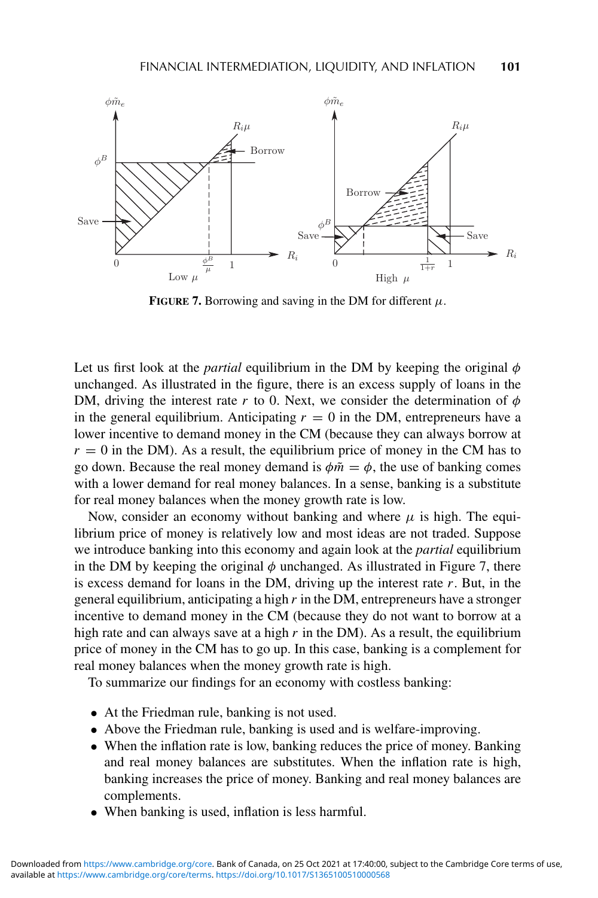**FIGURE 7.** Borrowing and saving in the DM for different $\mu$.

Let us first look at the *partial* equilibrium in the DM by keeping the original $\phi$ unchanged. As illustrated in the figure, there is an excess supply of loans in the DM, driving the interest rate $r$ to 0. Next, we consider the determination of $\phi$ in the general equilibrium. Anticipating $r = 0$ in the DM, entrepreneurs have a lower incentive to demand money in the CM (because they can always borrow at $r = 0$ in the DM). As a result, the equilibrium price of money in the CM has to go down. Because the real money demand is $\phi\tilde{m} = \phi$, the use of banking comes with a lower demand for real money balances. In a sense, banking is a substitute for real money balances when the money growth rate is low.

Now, consider an economy without banking and where $\mu$ is high. The equilibrium price of money is relatively low and most ideas are not traded. Suppose we introduce banking into this economy and again look at the *partial* equilibrium in the DM by keeping the original $\phi$ unchanged. As illustrated in Figure 7, there is excess demand for loans in the DM, driving up the interest rate $r$. But, in the general equilibrium, anticipating a high $r$ in the DM, entrepreneurs have a stronger incentive to demand money in the CM (because they do not want to borrow at a high rate and can always save at a high $r$ in the DM). As a result, the equilibrium price of money in the CM has to go up. In this case, banking is a complement for real money balances when the money growth rate is high.

To summarize our findings for an economy with costless banking:

- At the Friedman rule, banking is not used.
- Above the Friedman rule, banking is used and is welfare-improving.
- When the inflation rate is low, banking reduces the price of money. Banking and real money balances are substitutes. When the inflation rate is high, banking increases the price of money. Banking and real money balances are complements.
- When banking is used, inflation is less harmful.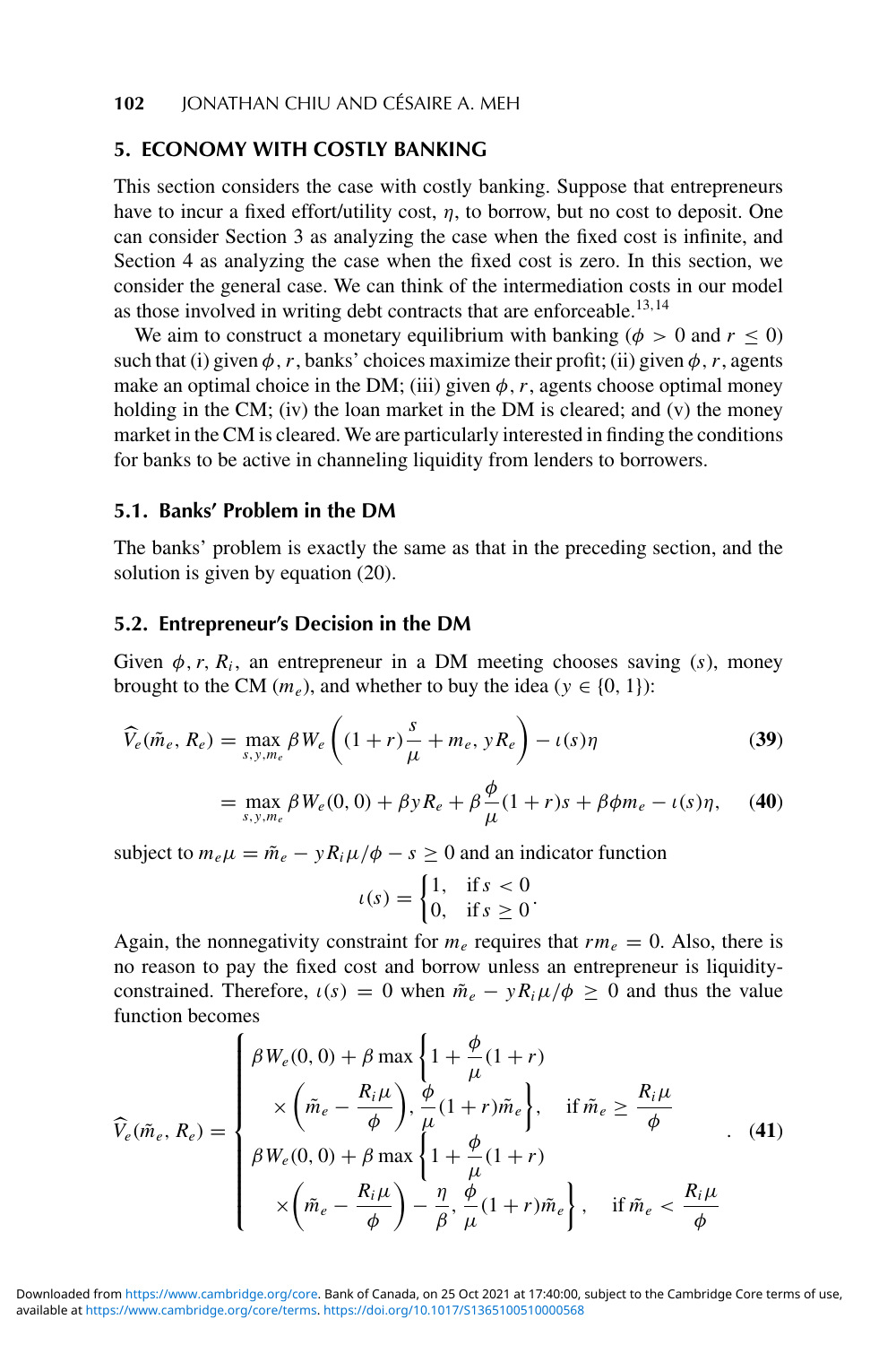## 5. ECONOMY WITH COSTLY BANKING

This section considers the case with costly banking. Suppose that entrepreneurs have to incur a fixed effort/utility cost, $\eta$, to borrow, but no cost to deposit. One can consider Section 3 as analyzing the case when the fixed cost is infinite, and Section 4 as analyzing the case when the fixed cost is zero. In this section, we consider the general case. We can think of the intermediation costs in our model as those involved in writing debt contracts that are enforceable.[13,14]

We aim to construct a monetary equilibrium with banking ($\phi > 0$ and $r \leq 0$) such that (i) given $\phi$, $r$, banks' choices maximize their profit; (ii) given $\phi$, $r$, agents make an optimal choice in the DM; (iii) given $\phi$, $r$, agents choose optimal money holding in the CM; (iv) the loan market in the DM is cleared; and (v) the money market in the CM is cleared. We are particularly interested in finding the conditions for banks to be active in channeling liquidity from lenders to borrowers.

### 5.1. Banks' Problem in the DM

The banks' problem is exactly the same as that in the preceding section, and the solution is given by equation (20).

### 5.2. Entrepreneur's Decision in the DM

Given $\phi, r, R_i$, an entrepreneur in a DM meeting chooses saving ($s$), money brought to the CM ($m_e$), and whether to buy the idea ($y \in \{0, 1\}$):

$$\widehat{V}_e(\tilde{m}_e, R_e) = \max_{s,y,m_e} \beta W_e\left((1+r)\frac{s}{\mu} + m_e, yR_e\right) - \iota(s)\eta \tag{39}$$

$$= \max_{s,y,m_e} \beta W_e(0,0) + \beta y R_e + \beta \frac{\phi}{\mu}(1+r)s + \beta\phi m_e - \iota(s)\eta, \tag{40}$$

subject to $m_e\mu = \tilde{m}_e - yR_i\mu/\phi - s \geq 0$ and an indicator function

$$\iota(s) = \begin{cases} 1, & \text{if } s < 0 \\ 0, & \text{if } s \geq 0 \end{cases}.$$

Again, the nonnegativity constraint for $m_e$ requires that $rm_e = 0$. Also, there is no reason to pay the fixed cost and borrow unless an entrepreneur is liquidity-constrained. Therefore, $\iota(s) = 0$ when $\tilde{m}_e - yR_i\mu/\phi \geq 0$ and thus the value function becomes

$$\widehat{V}_e(\tilde{m}_e, R_e) = \begin{cases} \beta W_e(0,0) + \beta \max\left\{1 + \dfrac{\phi}{\mu}(1+r) \times \left(\tilde{m}_e - \dfrac{R_i\mu}{\phi}\right), \dfrac{\phi}{\mu}(1+r)\tilde{m}_e\right\}, & \text{if } \tilde{m}_e \geq \dfrac{R_i\mu}{\phi} \\ \beta W_e(0,0) + \beta \max\left\{1 + \dfrac{\phi}{\mu}(1+r) \times \left(\tilde{m}_e - \dfrac{R_i\mu}{\phi}\right) - \dfrac{\eta}{\beta}, \dfrac{\phi}{\mu}(1+r)\tilde{m}_e\right\}, & \text{if } \tilde{m}_e < \dfrac{R_i\mu}{\phi} \end{cases}. \tag{41}$$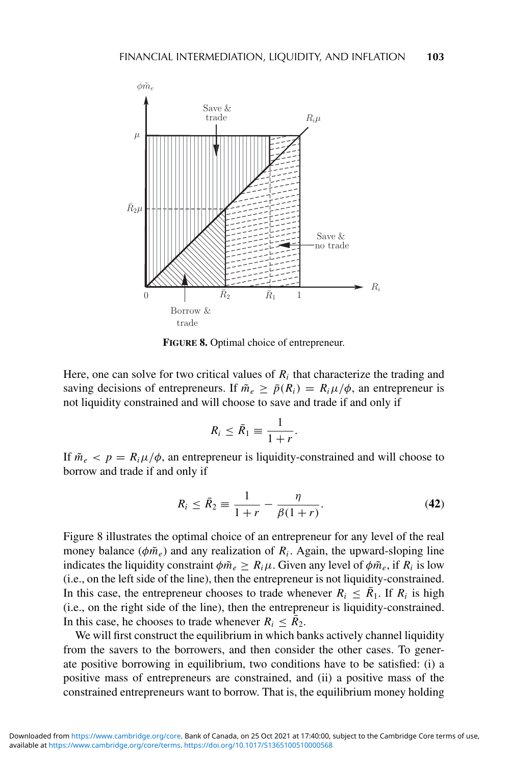**FIGURE 8.** Optimal choice of entrepreneur.

Here, one can solve for two critical values of $R_i$ that characterize the trading and saving decisions of entrepreneurs. If $\tilde{m}_e \geq \bar{p}(R_i) = R_i\mu/\phi$, an entrepreneur is not liquidity constrained and will choose to save and trade if and only if

$$R_i \leq \bar{R}_1 \equiv \frac{1}{1+r}.$$

If $\tilde{m}_e < p = R_i\mu/\phi$, an entrepreneur is liquidity-constrained and will choose to borrow and trade if and only if

$$R_i \leq \bar{R}_2 \equiv \frac{1}{1+r} - \frac{\eta}{\beta(1+r)}. \qquad \textbf{(42)}$$

Figure 8 illustrates the optimal choice of an entrepreneur for any level of the real money balance ($\phi\tilde{m}_e$) and any realization of $R_i$. Again, the upward-sloping line indicates the liquidity constraint $\phi\tilde{m}_e \geq R_i\mu$. Given any level of $\phi\tilde{m}_e$, if $R_i$ is low (i.e., on the left side of the line), then the entrepreneur is not liquidity-constrained. In this case, the entrepreneur chooses to trade whenever $R_i \leq \bar{R}_1$. If $R_i$ is high (i.e., on the right side of the line), then the entrepreneur is liquidity-constrained. In this case, he chooses to trade whenever $R_i \leq \bar{R}_2$.

We will first construct the equilibrium in which banks actively channel liquidity from the savers to the borrowers, and then consider the other cases. To generate positive borrowing in equilibrium, two conditions have to be satisfied: (i) a positive mass of entrepreneurs are constrained, and (ii) a positive mass of the constrained entrepreneurs want to borrow. That is, the equilibrium money holding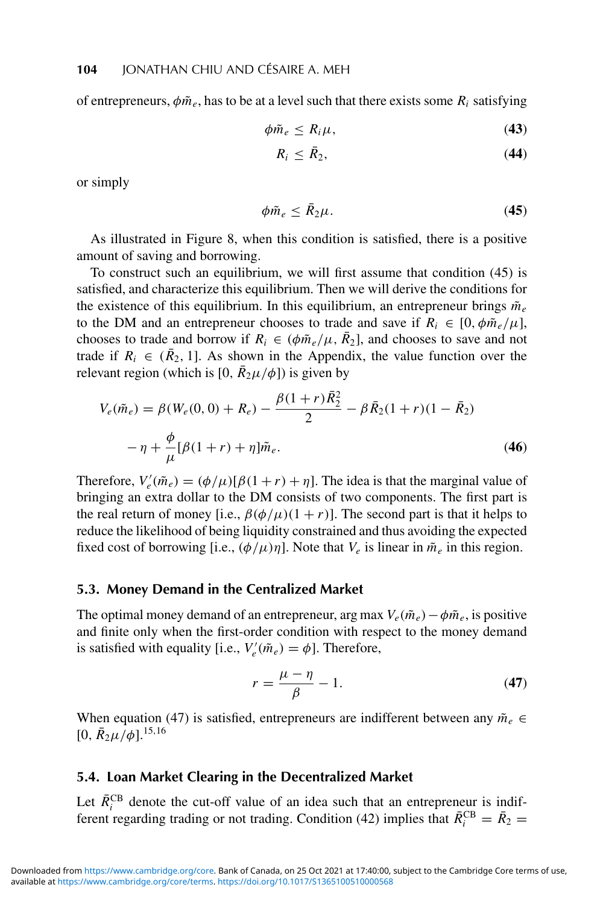of entrepreneurs, $\phi\tilde{m}_e$, has to be at a level such that there exists some $R_i$ satisfying

$$\phi\tilde{m}_e \leq R_i\mu, \tag{43}$$

$$R_i \leq \bar{R}_2, \tag{44}$$

or simply

$$\phi\tilde{m}_e \leq \bar{R}_2\mu. \tag{45}$$

As illustrated in Figure 8, when this condition is satisfied, there is a positive amount of saving and borrowing.

To construct such an equilibrium, we will first assume that condition (45) is satisfied, and characterize this equilibrium. Then we will derive the conditions for the existence of this equilibrium. In this equilibrium, an entrepreneur brings $\tilde{m}_e$ to the DM and an entrepreneur chooses to trade and save if $R_i \in [0, \phi\tilde{m}_e/\mu]$, chooses to trade and borrow if $R_i \in (\phi\tilde{m}_e/\mu, \bar{R}_2]$, and chooses to save and not trade if $R_i \in (\bar{R}_2, 1]$. As shown in the Appendix, the value function over the relevant region (which is $[0, \bar{R}_2\mu/\phi]$) is given by

$$V_e(\tilde{m}_e) = \beta(W_e(0,0) + R_e) - \frac{\beta(1+r)\bar{R}_2^2}{2} - \beta\bar{R}_2(1+r)(1-\bar{R}_2)$$
$$- \eta + \frac{\phi}{\mu}[\beta(1+r) + \eta]\tilde{m}_e. \tag{46}$$

Therefore, $V_e'(\tilde{m}_e) = (\phi/\mu)[\beta(1+r) + \eta]$. The idea is that the marginal value of bringing an extra dollar to the DM consists of two components. The first part is the real return of money [i.e., $\beta(\phi/\mu)(1+r)$]. The second part is that it helps to reduce the likelihood of being liquidity constrained and thus avoiding the expected fixed cost of borrowing [i.e., $(\phi/\mu)\eta$]. Note that $V_e$ is linear in $\tilde{m}_e$ in this region.

### 5.3. Money Demand in the Centralized Market

The optimal money demand of an entrepreneur, arg max $V_e(\tilde{m}_e) - \phi\tilde{m}_e$, is positive and finite only when the first-order condition with respect to the money demand is satisfied with equality [i.e., $V_e'(\tilde{m}_e) = \phi$]. Therefore,

$$r = \frac{\mu - \eta}{\beta} - 1. \tag{47}$$

When equation (47) is satisfied, entrepreneurs are indifferent between any $\tilde{m}_e \in [0, \bar{R}_2\mu/\phi]$.[15,16]

### 5.4. Loan Market Clearing in the Decentralized Market

Let $\bar{R}_i^{\text{CB}}$ denote the cut-off value of an idea such that an entrepreneur is indifferent regarding trading or not trading. Condition (42) implies that $\bar{R}_i^{\text{CB}} = \bar{R}_2 =$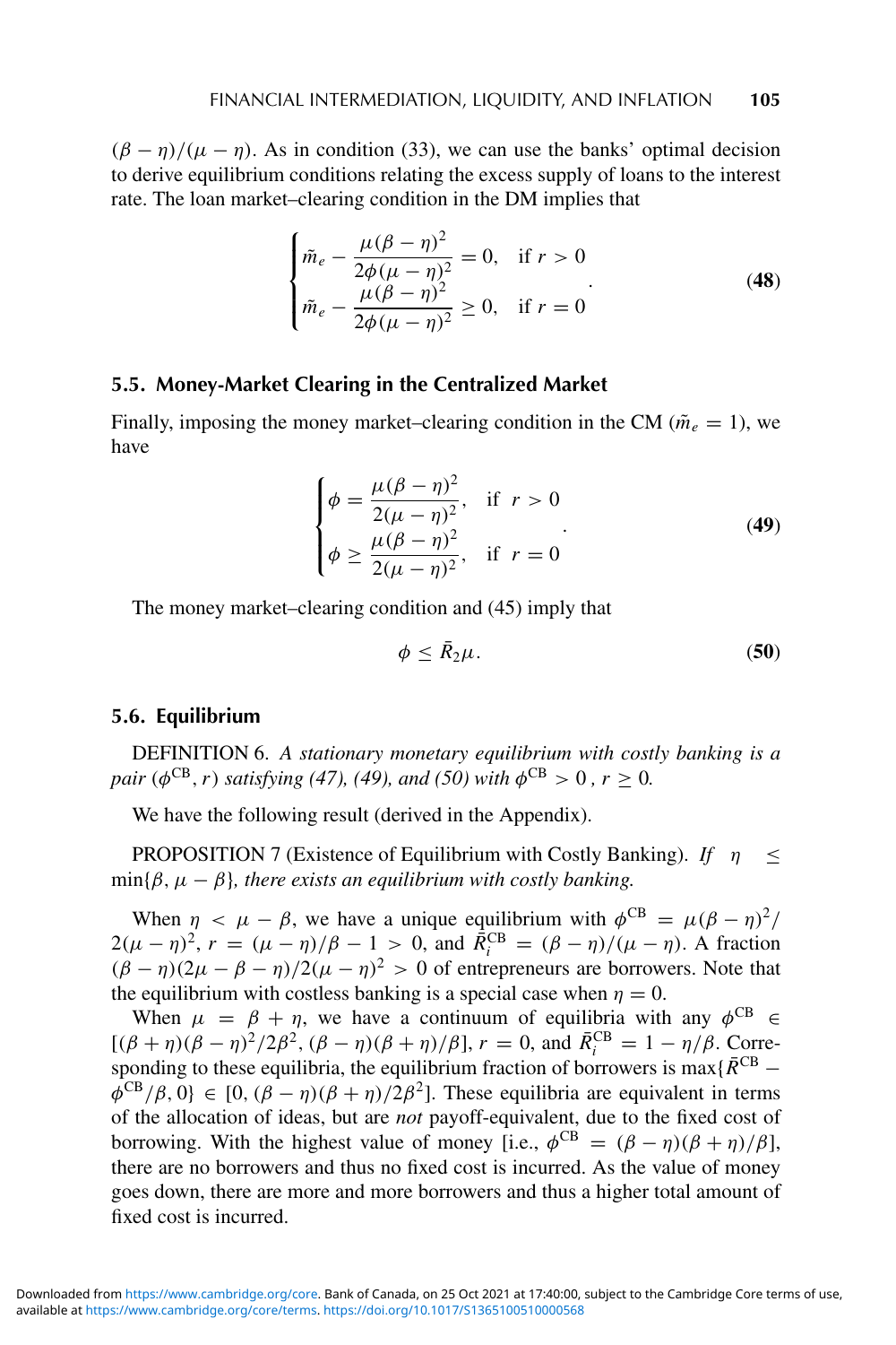$(\beta - \eta)/(\mu - \eta)$. As in condition (33), we can use the banks' optimal decision to derive equilibrium conditions relating the excess supply of loans to the interest rate. The loan market–clearing condition in the DM implies that

$$\begin{cases} \tilde{m}_e - \dfrac{\mu(\beta-\eta)^2}{2\phi(\mu-\eta)^2} = 0, & \text{if } r > 0 \\ \tilde{m}_e - \dfrac{\mu(\beta-\eta)^2}{2\phi(\mu-\eta)^2} \geq 0, & \text{if } r = 0 \end{cases}. \tag{48}$$

### 5.5. Money-Market Clearing in the Centralized Market

Finally, imposing the money market–clearing condition in the CM ($\tilde{m}_e = 1$), we have

$$\begin{cases} \phi = \dfrac{\mu(\beta-\eta)^2}{2(\mu-\eta)^2}, & \text{if } r > 0 \\ \phi \geq \dfrac{\mu(\beta-\eta)^2}{2(\mu-\eta)^2}, & \text{if } r = 0 \end{cases}. \tag{49}$$

The money market–clearing condition and (45) imply that

$$\phi \leq \bar{R}_2 \mu. \tag{50}$$

### 5.6. Equilibrium

DEFINITION 6. *A stationary monetary equilibrium with costly banking is a pair* $(\phi^{\text{CB}}, r)$ *satisfying (47), (49), and (50) with* $\phi^{\text{CB}} > 0$ *,* $r \geq 0$*.*

We have the following result (derived in the Appendix).

PROPOSITION 7 (Existence of Equilibrium with Costly Banking). *If* $\eta \leq \min\{\beta, \mu - \beta\}$*, there exists an equilibrium with costly banking.*

When $\eta < \mu - \beta$, we have a unique equilibrium with $\phi^{\text{CB}} = \mu(\beta-\eta)^2/2(\mu-\eta)^2$, $r = (\mu-\eta)/\beta - 1 > 0$, and $\bar{R}_i^{\text{CB}} = (\beta-\eta)/(\mu-\eta)$. A fraction $(\beta-\eta)(2\mu-\beta-\eta)/2(\mu-\eta)^2 > 0$ of entrepreneurs are borrowers. Note that the equilibrium with costless banking is a special case when $\eta = 0$.

When $\mu = \beta + \eta$, we have a continuum of equilibria with any $\phi^{\text{CB}} \in [(\beta+\eta)(\beta-\eta)^2/2\beta^2, (\beta-\eta)(\beta+\eta)/\beta]$, $r = 0$, and $\bar{R}_i^{\text{CB}} = 1 - \eta/\beta$. Corresponding to these equilibria, the equilibrium fraction of borrowers is $\max\{\bar{R}^{\text{CB}} - \phi^{\text{CB}}/\beta, 0\} \in [0, (\beta-\eta)(\beta+\eta)/2\beta^2]$. These equilibria are equivalent in terms of the allocation of ideas, but are *not* payoff-equivalent, due to the fixed cost of borrowing. With the highest value of money [i.e., $\phi^{\text{CB}} = (\beta-\eta)(\beta+\eta)/\beta$], there are no borrowers and thus no fixed cost is incurred. As the value of money goes down, there are more and more borrowers and thus a higher total amount of fixed cost is incurred.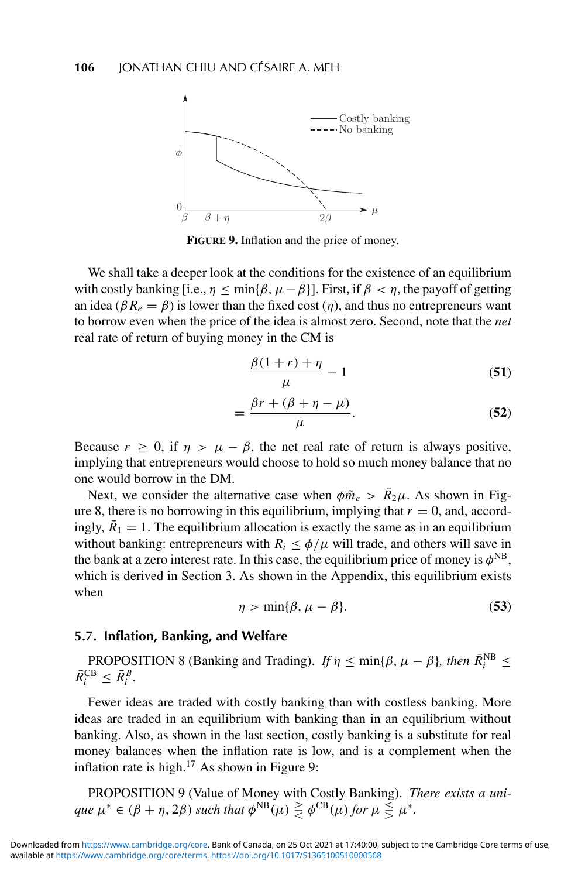**FIGURE 9.** Inflation and the price of money.

We shall take a deeper look at the conditions for the existence of an equilibrium with costly banking [i.e., $\eta \leq \min\{\beta, \mu - \beta\}$]. First, if $\beta < \eta$, the payoff of getting an idea ($\beta R_e = \beta$) is lower than the fixed cost ($\eta$), and thus no entrepreneurs want to borrow even when the price of the idea is almost zero. Second, note that the *net* real rate of return of buying money in the CM is

$$\frac{\beta(1+r)+\eta}{\mu} - 1 \tag{51}$$

$$= \frac{\beta r + (\beta + \eta - \mu)}{\mu}. \tag{52}$$

Because $r \geq 0$, if $\eta > \mu - \beta$, the net real rate of return is always positive, implying that entrepreneurs would choose to hold so much money balance that no one would borrow in the DM.

Next, we consider the alternative case when $\phi \tilde{m}_e > \bar{R}_2 \mu$. As shown in Figure 8, there is no borrowing in this equilibrium, implying that $r = 0$, and, accordingly, $\bar{R}_1 = 1$. The equilibrium allocation is exactly the same as in an equilibrium without banking: entrepreneurs with $R_i \leq \phi/\mu$ will trade, and others will save in the bank at a zero interest rate. In this case, the equilibrium price of money is $\phi^{\mathrm{NB}}$, which is derived in Section 3. As shown in the Appendix, this equilibrium exists when

$$\eta > \min\{\beta, \mu - \beta\}. \tag{53}$$

### 5.7. Inflation, Banking, and Welfare

PROPOSITION 8 (Banking and Trading). *If $\eta \leq \min\{\beta, \mu - \beta\}$, then $\bar{R}_i^{\mathrm{NB}} \leq \bar{R}_i^{\mathrm{CB}} \leq \bar{R}_i^{B}$.*

Fewer ideas are traded with costly banking than with costless banking. More ideas are traded in an equilibrium with banking than in an equilibrium without banking. Also, as shown in the last section, costly banking is a substitute for real money balances when the inflation rate is low, and is a complement when the inflation rate is high.[17] As shown in Figure 9:

PROPOSITION 9 (Value of Money with Costly Banking). *There exists a unique $\mu^* \in (\beta + \eta, 2\beta)$ such that $\phi^{\mathrm{NB}}(\mu) \gtreqless \phi^{\mathrm{CB}}(\mu)$ for $\mu \lesseqgtr \mu^*$.*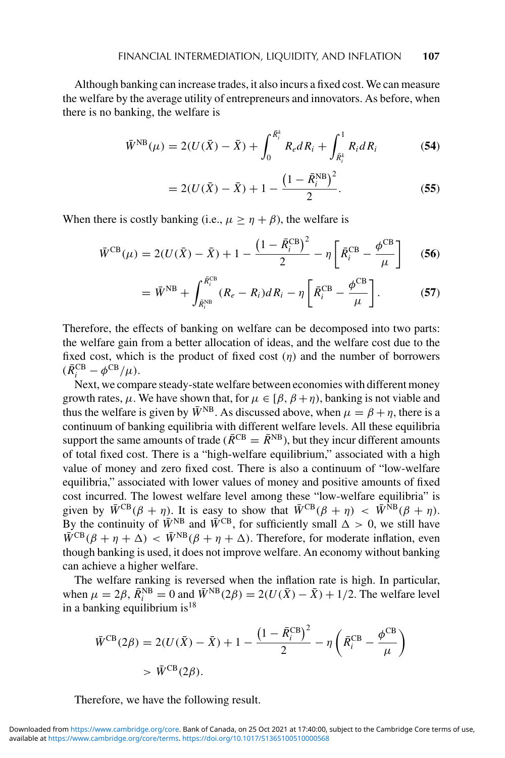Although banking can increase trades, it also incurs a fixed cost. We can measure the welfare by the average utility of entrepreneurs and innovators. As before, when there is no banking, the welfare is

$$\bar{W}^{\rm NB}(\mu) = 2(U(\bar{X}) - \bar{X}) + \int_0^{\bar{R}_i^k} R_e dR_i + \int_{\bar{R}_i^k}^1 R_i dR_i \tag{54}$$

$$= 2(U(\bar{X}) - \bar{X}) + 1 - \frac{\left(1 - \bar{R}_i^{\rm NB}\right)^2}{2}. \tag{55}$$

When there is costly banking (i.e., $\mu \geq \eta + \beta$), the welfare is

$$\bar{W}^{\rm CB}(\mu) = 2(U(\bar{X}) - \bar{X}) + 1 - \frac{\left(1 - \bar{R}_i^{\rm CB}\right)^2}{2} - \eta\left[\bar{R}_i^{\rm CB} - \frac{\phi^{\rm CB}}{\mu}\right] \tag{56}$$

$$= \bar{W}^{\rm NB} + \int_{\bar{R}_i^{\rm NB}}^{\bar{R}_i^{\rm CB}} (R_e - R_i) dR_i - \eta\left[\bar{R}_i^{\rm CB} - \frac{\phi^{\rm CB}}{\mu}\right]. \tag{57}$$

Therefore, the effects of banking on welfare can be decomposed into two parts: the welfare gain from a better allocation of ideas, and the welfare cost due to the fixed cost, which is the product of fixed cost ($\eta$) and the number of borrowers ($\bar{R}_i^{\rm CB} - \phi^{\rm CB}/\mu$).

Next, we compare steady-state welfare between economies with different money growth rates, $\mu$. We have shown that, for $\mu \in [\beta, \beta + \eta)$, banking is not viable and thus the welfare is given by $\bar{W}^{\rm NB}$. As discussed above, when $\mu = \beta + \eta$, there is a continuum of banking equilibria with different welfare levels. All these equilibria support the same amounts of trade ($\bar{R}^{\rm CB} = \bar{R}^{\rm NB}$), but they incur different amounts of total fixed cost. There is a "high-welfare equilibrium," associated with a high value of money and zero fixed cost. There is also a continuum of "low-welfare equilibria," associated with lower values of money and positive amounts of fixed cost incurred. The lowest welfare level among these "low-welfare equilibria" is given by $\bar{W}^{\rm CB}(\beta + \eta)$. It is easy to show that $\bar{W}^{\rm CB}(\beta + \eta) < \bar{W}^{\rm NB}(\beta + \eta)$. By the continuity of $\bar{W}^{\rm NB}$ and $\bar{W}^{\rm CB}$, for sufficiently small $\Delta > 0$, we still have $\bar{W}^{\rm CB}(\beta + \eta + \Delta) < \bar{W}^{\rm NB}(\beta + \eta + \Delta)$. Therefore, for moderate inflation, even though banking is used, it does not improve welfare. An economy without banking can achieve a higher welfare.

The welfare ranking is reversed when the inflation rate is high. In particular, when $\mu = 2\beta$, $\bar{R}_i^{\rm NB} = 0$ and $\bar{W}^{\rm NB}(2\beta) = 2(U(\bar{X}) - \bar{X}) + 1/2$. The welfare level in a banking equilibrium is[18]

$$\bar{W}^{\rm CB}(2\beta) = 2(U(\bar{X}) - \bar{X}) + 1 - \frac{\left(1 - \bar{R}_i^{\rm CB}\right)^2}{2} - \eta\left(\bar{R}_i^{\rm CB} - \frac{\phi^{\rm CB}}{\mu}\right)$$

$$> \bar{W}^{\rm CB}(2\beta).$$

Therefore, we have the following result.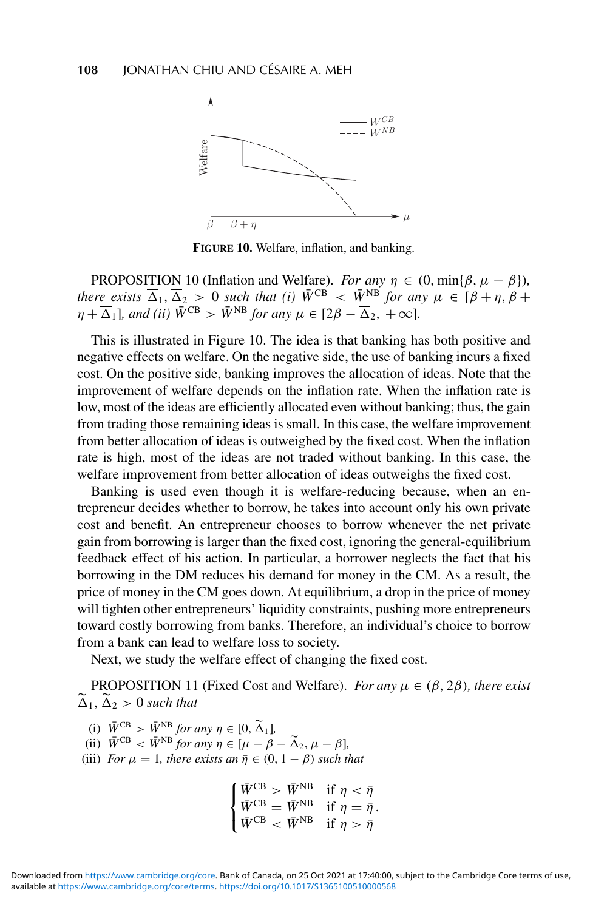**FIGURE 10.** Welfare, inflation, and banking.

PROPOSITION 10 (Inflation and Welfare). *For any* $\eta \in (0, \min\{\beta, \mu - \beta\})$*, there exists* $\overline{\Delta}_1, \overline{\Delta}_2 > 0$ *such that (i)* $\bar{W}^{\text{CB}} < \bar{W}^{\text{NB}}$ *for any* $\mu \in [\beta + \eta, \beta + \eta + \overline{\Delta}_1]$*, and (ii)* $\bar{W}^{\text{CB}} > \bar{W}^{\text{NB}}$ *for any* $\mu \in [2\beta - \overline{\Delta}_2, +\infty]$.

This is illustrated in Figure 10. The idea is that banking has both positive and negative effects on welfare. On the negative side, the use of banking incurs a fixed cost. On the positive side, banking improves the allocation of ideas. Note that the improvement of welfare depends on the inflation rate. When the inflation rate is low, most of the ideas are efficiently allocated even without banking; thus, the gain from trading those remaining ideas is small. In this case, the welfare improvement from better allocation of ideas is outweighed by the fixed cost. When the inflation rate is high, most of the ideas are not traded without banking. In this case, the welfare improvement from better allocation of ideas outweighs the fixed cost.

Banking is used even though it is welfare-reducing because, when an entrepreneur decides whether to borrow, he takes into account only his own private cost and benefit. An entrepreneur chooses to borrow whenever the net private gain from borrowing is larger than the fixed cost, ignoring the general-equilibrium feedback effect of his action. In particular, a borrower neglects the fact that his borrowing in the DM reduces his demand for money in the CM. As a result, the price of money in the CM goes down. At equilibrium, a drop in the price of money will tighten other entrepreneurs' liquidity constraints, pushing more entrepreneurs toward costly borrowing from banks. Therefore, an individual's choice to borrow from a bank can lead to welfare loss to society.

Next, we study the welfare effect of changing the fixed cost.

PROPOSITION 11 (Fixed Cost and Welfare). *For any* $\mu \in (\beta, 2\beta)$*, there exist* $\widetilde{\Delta}_1, \widetilde{\Delta}_2 > 0$ *such that*

(i) $\bar{W}^{\text{CB}} > \bar{W}^{\text{NB}}$ *for any* $\eta \in [0, \widetilde{\Delta}_1]$*,*
(ii) $\bar{W}^{\text{CB}} < \bar{W}^{\text{NB}}$ *for any* $\eta \in [\mu - \beta - \widetilde{\Delta}_2, \mu - \beta]$*,*
(iii) *For* $\mu = 1$*, there exists an* $\bar{\eta} \in (0, 1 - \beta)$ *such that*

$$\begin{cases} \bar{W}^{\text{CB}} > \bar{W}^{\text{NB}} & \text{if } \eta < \bar{\eta} \\ \bar{W}^{\text{CB}} = \bar{W}^{\text{NB}} & \text{if } \eta = \bar{\eta} \\ \bar{W}^{\text{CB}} < \bar{W}^{\text{NB}} & \text{if } \eta > \bar{\eta} \end{cases}.$$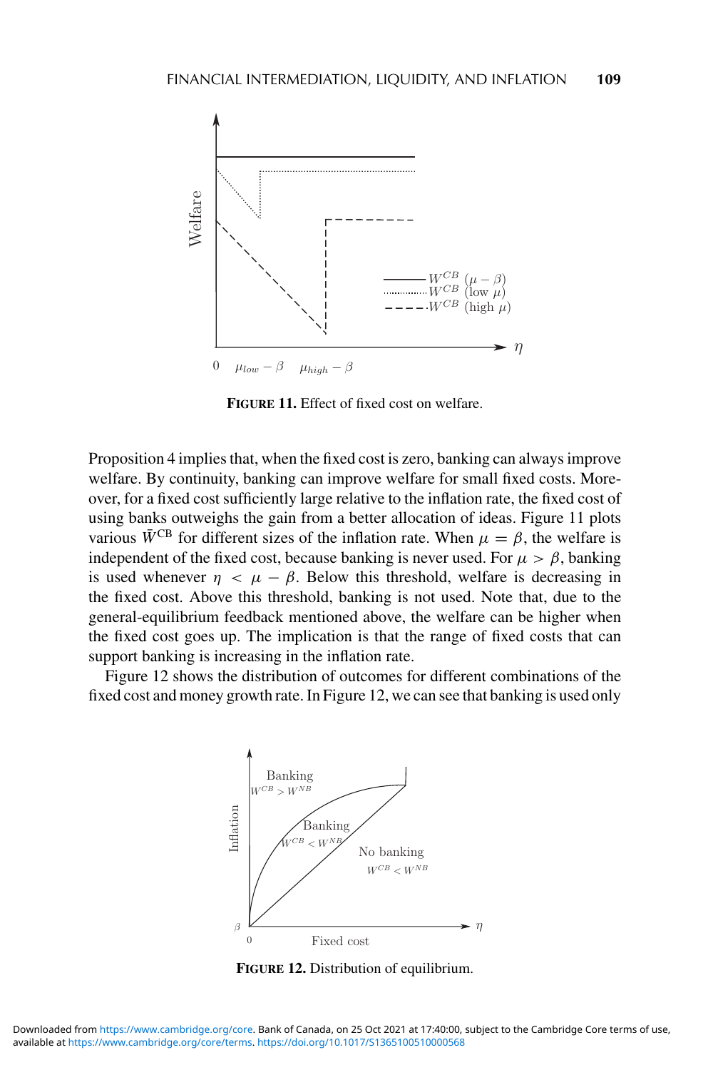**FIGURE 11.** Effect of fixed cost on welfare.

Proposition 4 implies that, when the fixed cost is zero, banking can always improve welfare. By continuity, banking can improve welfare for small fixed costs. Moreover, for a fixed cost sufficiently large relative to the inflation rate, the fixed cost of using banks outweighs the gain from a better allocation of ideas. Figure 11 plots various $\bar{W}^{\mathrm{CB}}$ for different sizes of the inflation rate. When $\mu = \beta$, the welfare is independent of the fixed cost, because banking is never used. For $\mu > \beta$, banking is used whenever $\eta < \mu - \beta$. Below this threshold, welfare is decreasing in the fixed cost. Above this threshold, banking is not used. Note that, due to the general-equilibrium feedback mentioned above, the welfare can be higher when the fixed cost goes up. The implication is that the range of fixed costs that can support banking is increasing in the inflation rate.

Figure 12 shows the distribution of outcomes for different combinations of the fixed cost and money growth rate. In Figure 12, we can see that banking is used only

**FIGURE 12.** Distribution of equilibrium.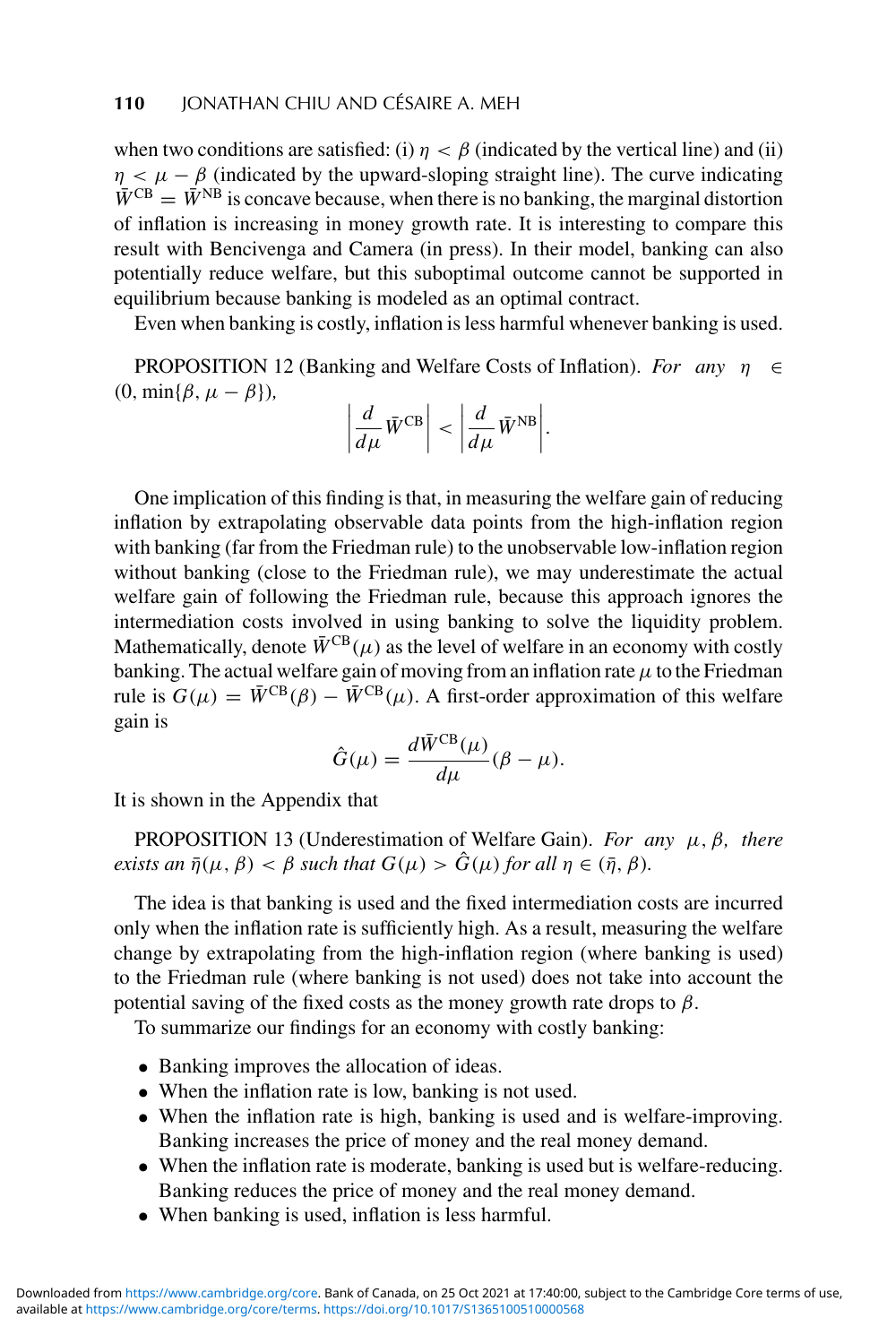when two conditions are satisfied: (i) $\eta < \beta$ (indicated by the vertical line) and (ii) $\eta < \mu - \beta$ (indicated by the upward-sloping straight line). The curve indicating $\bar{W}^{\text{CB}} = \bar{W}^{\text{NB}}$ is concave because, when there is no banking, the marginal distortion of inflation is increasing in money growth rate. It is interesting to compare this result with Bencivenga and Camera (in press). In their model, banking can also potentially reduce welfare, but this suboptimal outcome cannot be supported in equilibrium because banking is modeled as an optimal contract.

Even when banking is costly, inflation is less harmful whenever banking is used.

PROPOSITION 12 (Banking and Welfare Costs of Inflation). *For any* $\eta \in (0, \min\{\beta, \mu - \beta\})$,

$$\left| \frac{d}{d\mu} \bar{W}^{\text{CB}} \right| < \left| \frac{d}{d\mu} \bar{W}^{\text{NB}} \right|.$$

One implication of this finding is that, in measuring the welfare gain of reducing inflation by extrapolating observable data points from the high-inflation region with banking (far from the Friedman rule) to the unobservable low-inflation region without banking (close to the Friedman rule), we may underestimate the actual welfare gain of following the Friedman rule, because this approach ignores the intermediation costs involved in using banking to solve the liquidity problem. Mathematically, denote $\bar{W}^{\text{CB}}(\mu)$ as the level of welfare in an economy with costly banking. The actual welfare gain of moving from an inflation rate $\mu$ to the Friedman rule is $G(\mu) = \bar{W}^{\text{CB}}(\beta) - \bar{W}^{\text{CB}}(\mu)$. A first-order approximation of this welfare gain is

$$\hat{G}(\mu) = \frac{d\bar{W}^{\text{CB}}(\mu)}{d\mu}(\beta - \mu).$$

It is shown in the Appendix that

PROPOSITION 13 (Underestimation of Welfare Gain). *For any* $\mu, \beta$, *there exists an* $\bar{\eta}(\mu, \beta) < \beta$ *such that* $G(\mu) > \hat{G}(\mu)$ *for all* $\eta \in (\bar{\eta}, \beta)$.

The idea is that banking is used and the fixed intermediation costs are incurred only when the inflation rate is sufficiently high. As a result, measuring the welfare change by extrapolating from the high-inflation region (where banking is used) to the Friedman rule (where banking is not used) does not take into account the potential saving of the fixed costs as the money growth rate drops to $\beta$.

To summarize our findings for an economy with costly banking:

- Banking improves the allocation of ideas.
- When the inflation rate is low, banking is not used.
- When the inflation rate is high, banking is used and is welfare-improving. Banking increases the price of money and the real money demand.
- When the inflation rate is moderate, banking is used but is welfare-reducing. Banking reduces the price of money and the real money demand.
- When banking is used, inflation is less harmful.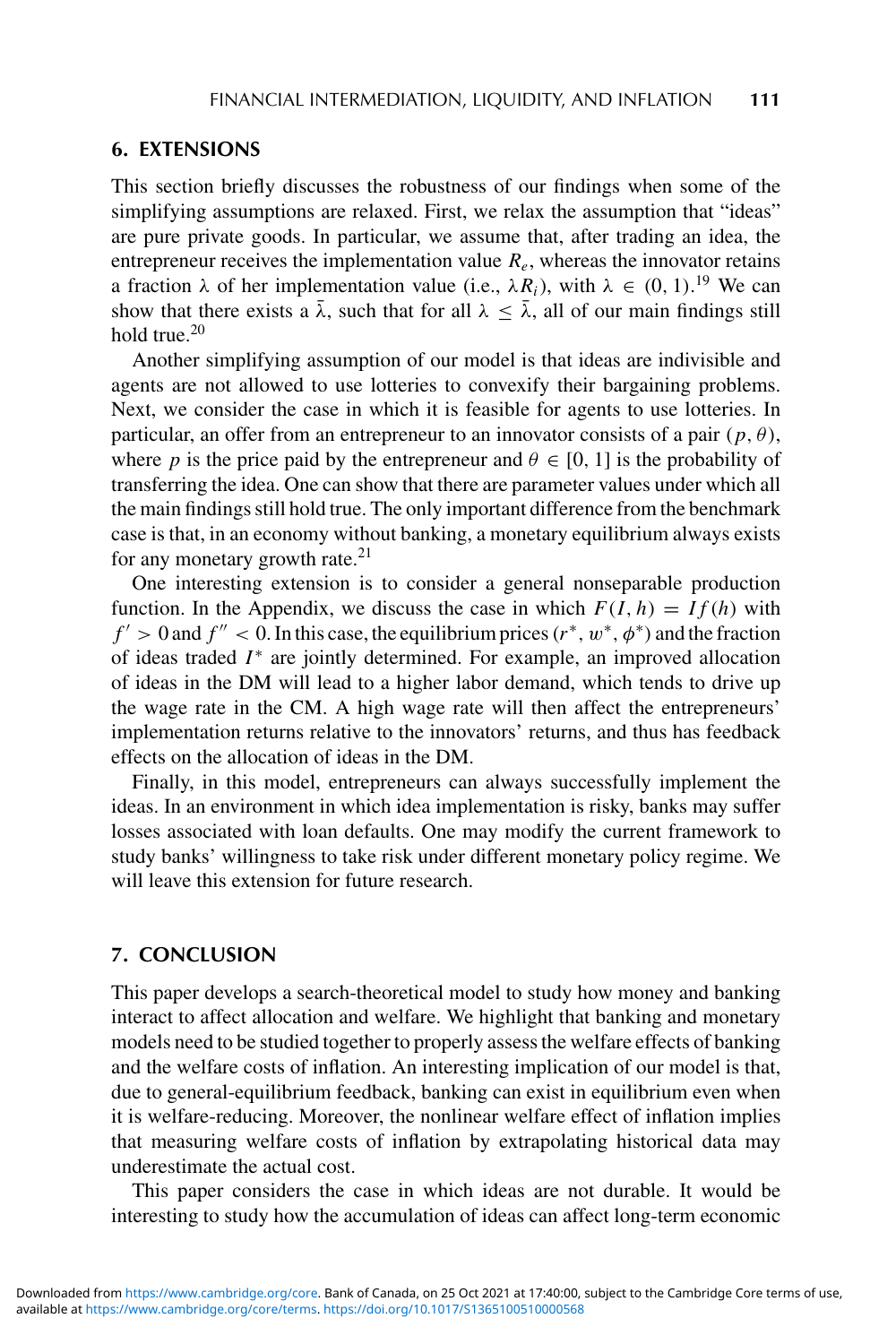## 6. EXTENSIONS

This section briefly discusses the robustness of our findings when some of the simplifying assumptions are relaxed. First, we relax the assumption that "ideas" are pure private goods. In particular, we assume that, after trading an idea, the entrepreneur receives the implementation value $R_e$, whereas the innovator retains a fraction $\lambda$ of her implementation value (i.e., $\lambda R_i$), with $\lambda \in (0, 1)$.[19] We can show that there exists a $\bar{\lambda}$, such that for all $\lambda \leq \bar{\lambda}$, all of our main findings still hold true.[20]

Another simplifying assumption of our model is that ideas are indivisible and agents are not allowed to use lotteries to convexify their bargaining problems. Next, we consider the case in which it is feasible for agents to use lotteries. In particular, an offer from an entrepreneur to an innovator consists of a pair $(p, \theta)$, where $p$ is the price paid by the entrepreneur and $\theta \in [0, 1]$ is the probability of transferring the idea. One can show that there are parameter values under which all the main findings still hold true. The only important difference from the benchmark case is that, in an economy without banking, a monetary equilibrium always exists for any monetary growth rate.[21]

One interesting extension is to consider a general nonseparable production function. In the Appendix, we discuss the case in which $F(I, h) = If(h)$ with $f' > 0$ and $f'' < 0$. In this case, the equilibrium prices $(r^*, w^*, \phi^*)$ and the fraction of ideas traded $I^*$ are jointly determined. For example, an improved allocation of ideas in the DM will lead to a higher labor demand, which tends to drive up the wage rate in the CM. A high wage rate will then affect the entrepreneurs' implementation returns relative to the innovators' returns, and thus has feedback effects on the allocation of ideas in the DM.

Finally, in this model, entrepreneurs can always successfully implement the ideas. In an environment in which idea implementation is risky, banks may suffer losses associated with loan defaults. One may modify the current framework to study banks' willingness to take risk under different monetary policy regime. We will leave this extension for future research.

## 7. CONCLUSION

This paper develops a search-theoretical model to study how money and banking interact to affect allocation and welfare. We highlight that banking and monetary models need to be studied together to properly assess the welfare effects of banking and the welfare costs of inflation. An interesting implication of our model is that, due to general-equilibrium feedback, banking can exist in equilibrium even when it is welfare-reducing. Moreover, the nonlinear welfare effect of inflation implies that measuring welfare costs of inflation by extrapolating historical data may underestimate the actual cost.

This paper considers the case in which ideas are not durable. It would be interesting to study how the accumulation of ideas can affect long-term economic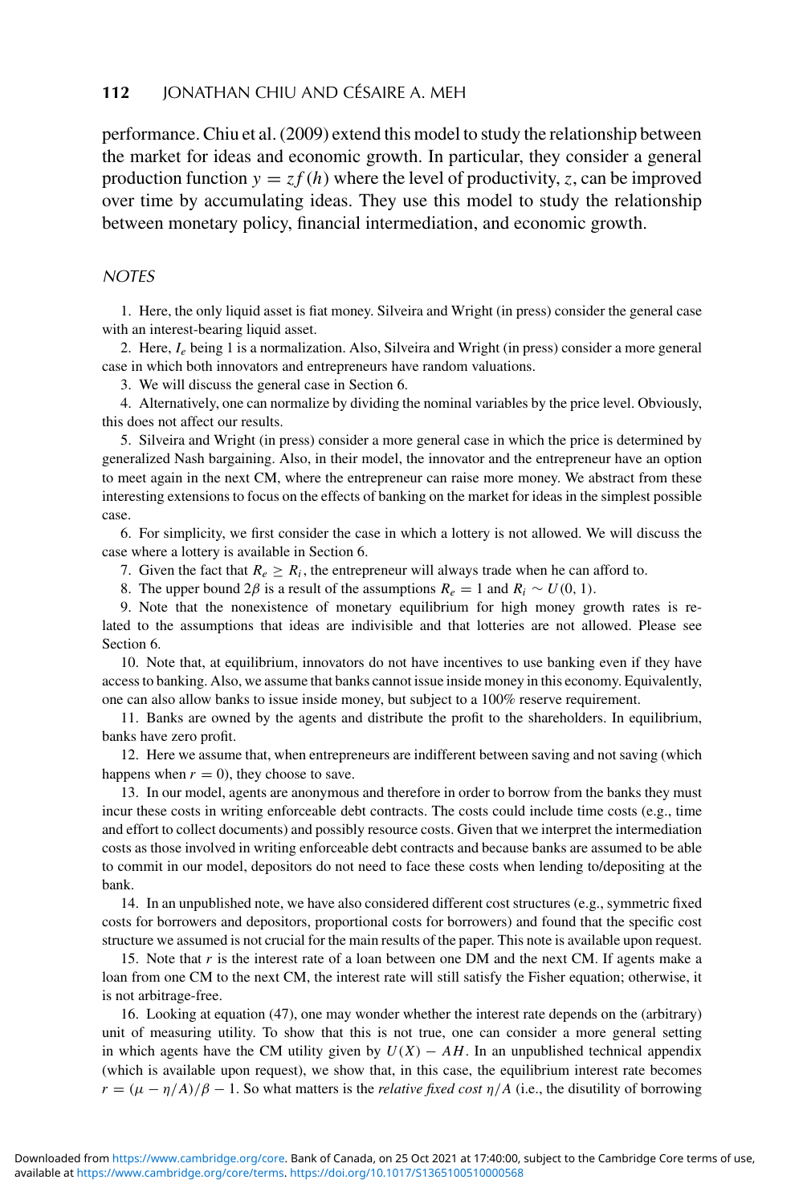performance. Chiu et al. (2009) extend this model to study the relationship between the market for ideas and economic growth. In particular, they consider a general production function $y = zf(h)$ where the level of productivity, $z$, can be improved over time by accumulating ideas. They use this model to study the relationship between monetary policy, financial intermediation, and economic growth.

## NOTES

1. Here, the only liquid asset is fiat money. Silveira and Wright (in press) consider the general case with an interest-bearing liquid asset.

2. Here, $I_e$ being 1 is a normalization. Also, Silveira and Wright (in press) consider a more general case in which both innovators and entrepreneurs have random valuations.

3. We will discuss the general case in Section 6.

4. Alternatively, one can normalize by dividing the nominal variables by the price level. Obviously, this does not affect our results.

5. Silveira and Wright (in press) consider a more general case in which the price is determined by generalized Nash bargaining. Also, in their model, the innovator and the entrepreneur have an option to meet again in the next CM, where the entrepreneur can raise more money. We abstract from these interesting extensions to focus on the effects of banking on the market for ideas in the simplest possible case.

6. For simplicity, we first consider the case in which a lottery is not allowed. We will discuss the case where a lottery is available in Section 6.

7. Given the fact that $R_e \geq R_i$, the entrepreneur will always trade when he can afford to.

8. The upper bound $2\beta$ is a result of the assumptions $R_e = 1$ and $R_i \sim U(0, 1)$.

9. Note that the nonexistence of monetary equilibrium for high money growth rates is related to the assumptions that ideas are indivisible and that lotteries are not allowed. Please see Section 6.

10. Note that, at equilibrium, innovators do not have incentives to use banking even if they have access to banking. Also, we assume that banks cannot issue inside money in this economy. Equivalently, one can also allow banks to issue inside money, but subject to a 100% reserve requirement.

11. Banks are owned by the agents and distribute the profit to the shareholders. In equilibrium, banks have zero profit.

12. Here we assume that, when entrepreneurs are indifferent between saving and not saving (which happens when $r = 0$), they choose to save.

13. In our model, agents are anonymous and therefore in order to borrow from the banks they must incur these costs in writing enforceable debt contracts. The costs could include time costs (e.g., time and effort to collect documents) and possibly resource costs. Given that we interpret the intermediation costs as those involved in writing enforceable debt contracts and because banks are assumed to be able to commit in our model, depositors do not need to face these costs when lending to/depositing at the bank.

14. In an unpublished note, we have also considered different cost structures (e.g., symmetric fixed costs for borrowers and depositors, proportional costs for borrowers) and found that the specific cost structure we assumed is not crucial for the main results of the paper. This note is available upon request.

15. Note that $r$ is the interest rate of a loan between one DM and the next CM. If agents make a loan from one CM to the next CM, the interest rate will still satisfy the Fisher equation; otherwise, it is not arbitrage-free.

16. Looking at equation (47), one may wonder whether the interest rate depends on the (arbitrary) unit of measuring utility. To show that this is not true, one can consider a more general setting in which agents have the CM utility given by $U(X) - AH$. In an unpublished technical appendix (which is available upon request), we show that, in this case, the equilibrium interest rate becomes $r = (\mu - \eta/A)/\beta - 1$. So what matters is the *relative fixed cost* $\eta/A$ (i.e., the disutility of borrowing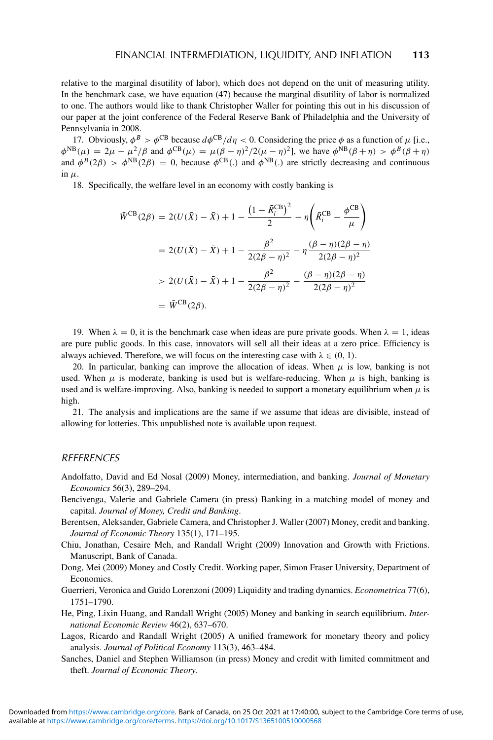relative to the marginal disutility of labor), which does not depend on the unit of measuring utility. In the benchmark case, we have equation (47) because the marginal disutility of labor is normalized to one. The authors would like to thank Christopher Waller for pointing this out in his discussion of our paper at the joint conference of the Federal Reserve Bank of Philadelphia and the University of Pennsylvania in 2008.

17. Obviously, $\phi^B > \phi^{CB}$ because $d\phi^{CB}/d\eta < 0$. Considering the price $\phi$ as a function of $\mu$ [i.e., $\phi^{NB}(\mu) = 2\mu - \mu^2/\beta$ and $\phi^{CB}(\mu) = \mu(\beta - \eta)^2/2(\mu - \eta)^2$], we have $\phi^{NB}(\beta + \eta) > \phi^B(\beta + \eta)$ and $\phi^B(2\beta) > \phi^{NB}(2\beta) = 0$, because $\phi^{CB}(.)$ and $\phi^{NB}(.)$ are strictly decreasing and continuous in $\mu$.

18. Specifically, the welfare level in an economy with costly banking is

$$
\begin{aligned}
\bar{W}^{CB}(2\beta) &= 2(U(\bar{X}) - \bar{X}) + 1 - \frac{\left(1 - \bar{R}_i^{CB}\right)^2}{2} - \eta\left(\bar{R}_i^{CB} - \frac{\phi^{CB}}{\mu}\right) \\
&= 2(U(\bar{X}) - \bar{X}) + 1 - \frac{\beta^2}{2(2\beta - \eta)^2} - \eta\frac{(\beta - \eta)(2\beta - \eta)}{2(2\beta - \eta)^2} \\
&> 2(U(\bar{X}) - \bar{X}) + 1 - \frac{\beta^2}{2(2\beta - \eta)^2} - \frac{(\beta - \eta)(2\beta - \eta)}{2(2\beta - \eta)^2} \\
&= \bar{W}^{CB}(2\beta).
\end{aligned}
$$

19. When $\lambda = 0$, it is the benchmark case when ideas are pure private goods. When $\lambda = 1$, ideas are pure public goods. In this case, innovators will sell all their ideas at a zero price. Efficiency is always achieved. Therefore, we will focus on the interesting case with $\lambda \in (0, 1)$.

20. In particular, banking can improve the allocation of ideas. When $\mu$ is low, banking is not used. When $\mu$ is moderate, banking is used but is welfare-reducing. When $\mu$ is high, banking is used and is welfare-improving. Also, banking is needed to support a monetary equilibrium when $\mu$ is high.

21. The analysis and implications are the same if we assume that ideas are divisible, instead of allowing for lotteries. This unpublished note is available upon request.

## REFERENCES

Andolfatto, David and Ed Nosal (2009) Money, intermediation, and banking. *Journal of Monetary Economics* 56(3), 289–294.

Bencivenga, Valerie and Gabriele Camera (in press) Banking in a matching model of money and capital. *Journal of Money, Credit and Banking*.

Berentsen, Aleksander, Gabriele Camera, and Christopher J. Waller (2007) Money, credit and banking. *Journal of Economic Theory* 135(1), 171–195.

Chiu, Jonathan, Cesaire Meh, and Randall Wright (2009) Innovation and Growth with Frictions. Manuscript, Bank of Canada.

Dong, Mei (2009) Money and Costly Credit. Working paper, Simon Fraser University, Department of Economics.

Guerrieri, Veronica and Guido Lorenzoni (2009) Liquidity and trading dynamics. *Econometrica* 77(6), 1751–1790.

He, Ping, Lixin Huang, and Randall Wright (2005) Money and banking in search equilibrium. *International Economic Review* 46(2), 637–670.

Lagos, Ricardo and Randall Wright (2005) A unified framework for monetary theory and policy analysis. *Journal of Political Economy* 113(3), 463–484.

Sanches, Daniel and Stephen Williamson (in press) Money and credit with limited commitment and theft. *Journal of Economic Theory*.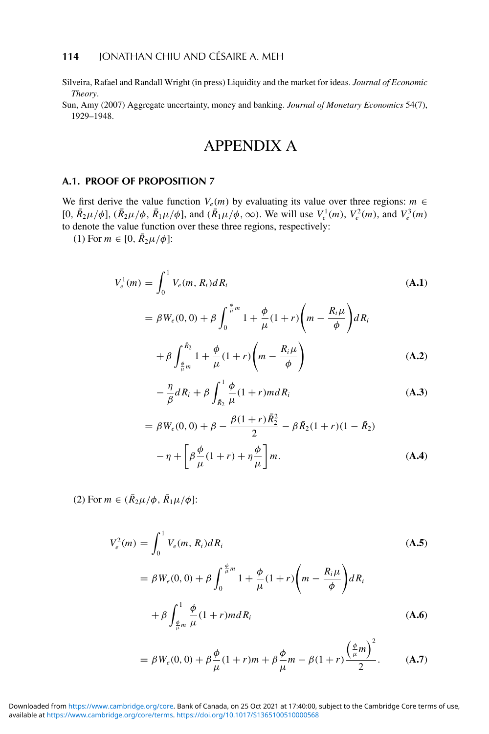Silveira, Rafael and Randall Wright (in press) Liquidity and the market for ideas. *Journal of Economic Theory*.

Sun, Amy (2007) Aggregate uncertainty, money and banking. *Journal of Monetary Economics* 54(7), 1929–1948.

# APPENDIX A

## A.1. PROOF OF PROPOSITION 7

We first derive the value function $V_e(m)$ by evaluating its value over three regions: $m \in [0, \bar{R}_2\mu/\phi]$, $(\bar{R}_2\mu/\phi, \bar{R}_1\mu/\phi]$, and $(\bar{R}_1\mu/\phi, \infty)$. We will use $V_e^1(m)$, $V_e^2(m)$, and $V_e^3(m)$ to denote the value function over these three regions, respectively:

(1) For $m \in [0, \bar{R}_2\mu/\phi]$:

$$V_e^1(m) = \int_0^1 V_e(m, R_i)dR_i \tag{A.1}$$

$$= \beta W_e(0,0) + \beta \int_0^{\frac{\phi}{\mu}m} 1 + \frac{\phi}{\mu}(1+r)\left(m - \frac{R_i\mu}{\phi}\right)dR_i$$

$$+ \beta \int_{\frac{\phi}{\mu}m}^{\bar{R}_2} 1 + \frac{\phi}{\mu}(1+r)\left(m - \frac{R_i\mu}{\phi}\right) \tag{A.2}$$

$$- \frac{\eta}{\beta}dR_i + \beta \int_{\bar{R}_2}^1 \frac{\phi}{\mu}(1+r)m dR_i \tag{A.3}$$

$$= \beta W_e(0,0) + \beta - \frac{\beta(1+r)\bar{R}_2^2}{2} - \beta\bar{R}_2(1+r)(1-\bar{R}_2)$$

$$- \eta + \left[\beta\frac{\phi}{\mu}(1+r) + \eta\frac{\phi}{\mu}\right]m. \tag{A.4}$$

(2) For $m \in (\bar{R}_2\mu/\phi, \bar{R}_1\mu/\phi]$:

$$V_e^2(m) = \int_0^1 V_e(m, R_i)dR_i \tag{A.5}$$

$$= \beta W_e(0,0) + \beta \int_0^{\frac{\phi}{\mu}m} 1 + \frac{\phi}{\mu}(1+r)\left(m - \frac{R_i\mu}{\phi}\right)dR_i$$

$$+ \beta \int_{\frac{\phi}{\mu}m}^1 \frac{\phi}{\mu}(1+r)m dR_i \tag{A.6}$$

$$= \beta W_e(0,0) + \beta\frac{\phi}{\mu}(1+r)m + \beta\frac{\phi}{\mu}m - \beta(1+r)\frac{\left(\frac{\phi}{\mu}m\right)^2}{2}. \tag{A.7}$$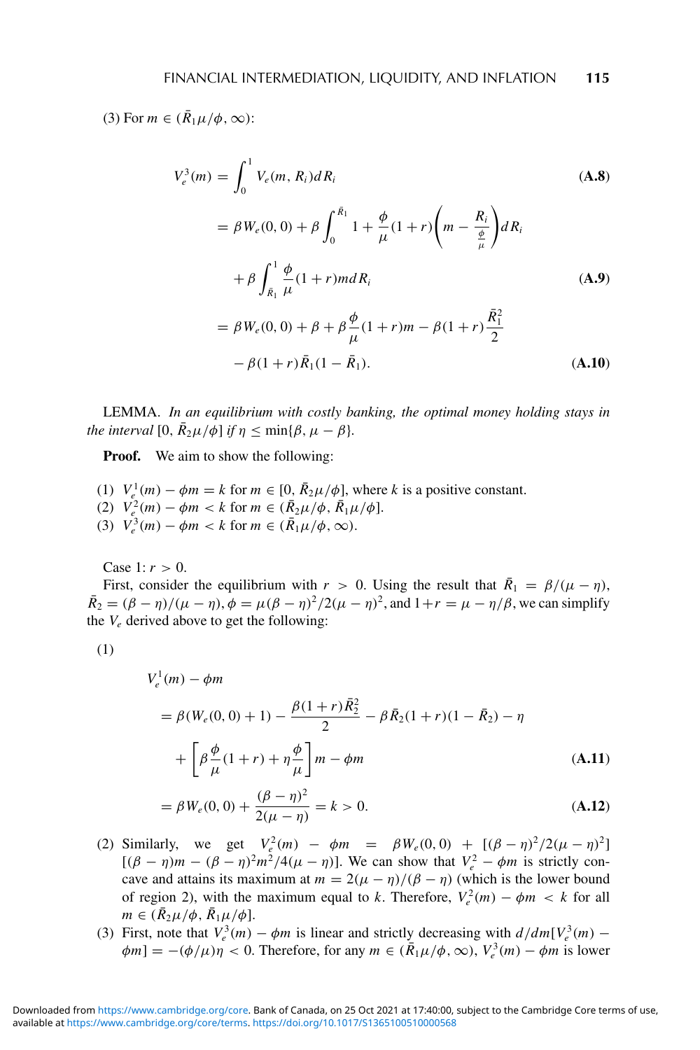(3) For $m \in (\bar{R}_1\mu/\phi, \infty)$:

$$
\begin{aligned}
V_e^3(m) &= \int_0^1 V_e(m, R_i)dR_i &\textbf{(A.8)}\\
&= \beta W_e(0,0) + \beta \int_0^{\bar{R}_1} 1 + \frac{\phi}{\mu}(1+r)\left(m - \frac{R_i}{\frac{\phi}{\mu}}\right)dR_i \\
&\quad + \beta \int_{\bar{R}_1}^1 \frac{\phi}{\mu}(1+r)m dR_i &\textbf{(A.9)}\\
&= \beta W_e(0,0) + \beta + \beta\frac{\phi}{\mu}(1+r)m - \beta(1+r)\frac{\bar{R}_1^2}{2} \\
&\quad - \beta(1+r)\bar{R}_1(1-\bar{R}_1). &\textbf{(A.10)}
\end{aligned}
$$

LEMMA. *In an equilibrium with costly banking, the optimal money holding stays in the interval* $[0, \bar{R}_2\mu/\phi]$ *if* $\eta \leq \min\{\beta, \mu - \beta\}$.

**Proof.** We aim to show the following:

(1) $V_e^1(m) - \phi m = k$ for $m \in [0, \bar{R}_2\mu/\phi]$, where $k$ is a positive constant.
(2) $V_e^2(m) - \phi m < k$ for $m \in (\bar{R}_2\mu/\phi, \bar{R}_1\mu/\phi]$.
(3) $V_e^3(m) - \phi m < k$ for $m \in (\bar{R}_1\mu/\phi, \infty)$.

Case 1: $r > 0$.

First, consider the equilibrium with $r > 0$. Using the result that $\bar{R}_1 = \beta/(\mu - \eta)$, $\bar{R}_2 = (\beta - \eta)/(\mu - \eta)$, $\phi = \mu(\beta - \eta)^2/2(\mu - \eta)^2$, and $1+r = \mu - \eta/\beta$, we can simplify the $V_e$ derived above to get the following:

(1)

$$
\begin{aligned}
&V_e^1(m) - \phi m \\
&= \beta(W_e(0,0)+1) - \frac{\beta(1+r)\bar{R}_2^2}{2} - \beta\bar{R}_2(1+r)(1-\bar{R}_2) - \eta \\
&\quad + \left[\beta\frac{\phi}{\mu}(1+r) + \eta\frac{\phi}{\mu}\right]m - \phi m &\textbf{(A.11)}\\
&= \beta W_e(0,0) + \frac{(\beta-\eta)^2}{2(\mu-\eta)} = k > 0. &\textbf{(A.12)}
\end{aligned}
$$

(2) Similarly, we get $V_e^2(m) - \phi m = \beta W_e(0,0) + [(\beta-\eta)^2/2(\mu-\eta)^2][(\beta-\eta)m - (\beta-\eta)^2 m^2/4(\mu-\eta)]$. We can show that $V_e^2 - \phi m$ is strictly concave and attains its maximum at $m = 2(\mu-\eta)/(\beta-\eta)$ (which is the lower bound of region 2), with the maximum equal to $k$. Therefore, $V_e^2(m) - \phi m < k$ for all $m \in (\bar{R}_2\mu/\phi, \bar{R}_1\mu/\phi]$.

(3) First, note that $V_e^3(m) - \phi m$ is linear and strictly decreasing with $d/dm[V_e^3(m) - \phi m] = -(\phi/\mu)\eta < 0$. Therefore, for any $m \in (\bar{R}_1\mu/\phi, \infty)$, $V_e^3(m) - \phi m$ is lower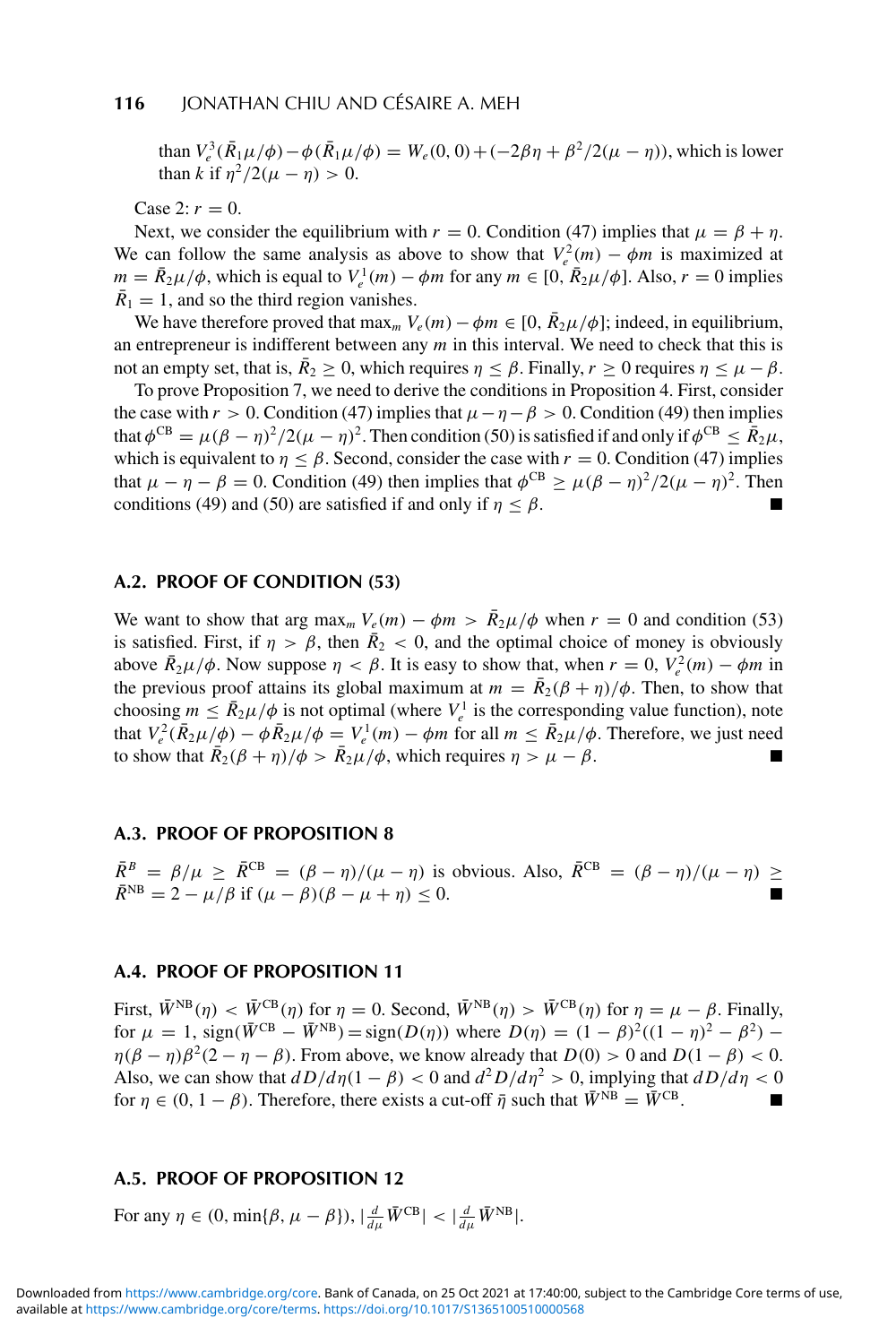than $V_e^3(\bar{R}_1\mu/\phi) - \phi(\bar{R}_1\mu/\phi) = W_e(0, 0) + (-2\beta\eta + \beta^2/2(\mu - \eta))$, which is lower than $k$ if $\eta^2/2(\mu - \eta) > 0$.

Case 2: $r = 0$.

Next, we consider the equilibrium with $r = 0$. Condition (47) implies that $\mu = \beta + \eta$. We can follow the same analysis as above to show that $V_e^2(m) - \phi m$ is maximized at $m = \bar{R}_2\mu/\phi$, which is equal to $V_e^1(m) - \phi m$ for any $m \in [0, \bar{R}_2\mu/\phi]$. Also, $r = 0$ implies $\bar{R}_1 = 1$, and so the third region vanishes.

We have therefore proved that $\max_m V_e(m) - \phi m \in [0, \bar{R}_2\mu/\phi]$; indeed, in equilibrium, an entrepreneur is indifferent between any $m$ in this interval. We need to check that this is not an empty set, that is, $\bar{R}_2 \geq 0$, which requires $\eta \leq \beta$. Finally, $r \geq 0$ requires $\eta \leq \mu - \beta$.

To prove Proposition 7, we need to derive the conditions in Proposition 4. First, consider the case with $r > 0$. Condition (47) implies that $\mu - \eta - \beta > 0$. Condition (49) then implies that $\phi^{\text{CB}} = \mu(\beta - \eta)^2/2(\mu - \eta)^2$. Then condition (50) is satisfied if and only if $\phi^{\text{CB}} \leq \bar{R}_2\mu$, which is equivalent to $\eta \leq \beta$. Second, consider the case with $r = 0$. Condition (47) implies that $\mu - \eta - \beta = 0$. Condition (49) then implies that $\phi^{\text{CB}} \geq \mu(\beta - \eta)^2/2(\mu - \eta)^2$. Then conditions (49) and (50) are satisfied if and only if $\eta \leq \beta$. ■

## A.2. PROOF OF CONDITION (53)

We want to show that $\arg\max_m V_e(m) - \phi m > \bar{R}_2\mu/\phi$ when $r = 0$ and condition (53) is satisfied. First, if $\eta > \beta$, then $\bar{R}_2 < 0$, and the optimal choice of money is obviously above $\bar{R}_2\mu/\phi$. Now suppose $\eta < \beta$. It is easy to show that, when $r = 0$, $V_e^2(m) - \phi m$ in the previous proof attains its global maximum at $m = \bar{R}_2(\beta + \eta)/\phi$. Then, to show that choosing $m \leq \bar{R}_2\mu/\phi$ is not optimal (where $V_e^1$ is the corresponding value function), note that $V_e^2(\bar{R}_2\mu/\phi) - \phi\bar{R}_2\mu/\phi = V_e^1(m) - \phi m$ for all $m \leq \bar{R}_2\mu/\phi$. Therefore, we just need to show that $\bar{R}_2(\beta + \eta)/\phi > \bar{R}_2\mu/\phi$, which requires $\eta > \mu - \beta$. ■

## A.3. PROOF OF PROPOSITION 8

$\bar{R}^B = \beta/\mu \geq \bar{R}^{\text{CB}} = (\beta - \eta)/(\mu - \eta)$ is obvious. Also, $\bar{R}^{\text{CB}} = (\beta - \eta)/(\mu - \eta) \geq \bar{R}^{\text{NB}} = 2 - \mu/\beta$ if $(\mu - \beta)(\beta - \mu + \eta) \leq 0$. ■

## A.4. PROOF OF PROPOSITION 11

First, $\bar{W}^{\text{NB}}(\eta) < \bar{W}^{\text{CB}}(\eta)$ for $\eta = 0$. Second, $\bar{W}^{\text{NB}}(\eta) > \bar{W}^{\text{CB}}(\eta)$ for $\eta = \mu - \beta$. Finally, for $\mu = 1$, $\text{sign}(\bar{W}^{\text{CB}} - \bar{W}^{\text{NB}}) = \text{sign}(D(\eta))$ where $D(\eta) = (1 - \beta)^2((1 - \eta)^2 - \beta^2) - \eta(\beta - \eta)\beta^2(2 - \eta - \beta)$. From above, we know already that $D(0) > 0$ and $D(1 - \beta) < 0$. Also, we can show that $dD/d\eta(1 - \beta) < 0$ and $d^2D/d\eta^2 > 0$, implying that $dD/d\eta < 0$ for $\eta \in (0, 1 - \beta)$. Therefore, there exists a cut-off $\bar{\eta}$ such that $\bar{W}^{\text{NB}} = \bar{W}^{\text{CB}}$. ■

## A.5. PROOF OF PROPOSITION 12

For any $\eta \in (0, \min\{\beta, \mu - \beta\})$, $|\frac{d}{d\mu}\bar{W}^{\text{CB}}| < |\frac{d}{d\mu}\bar{W}^{\text{NB}}|$.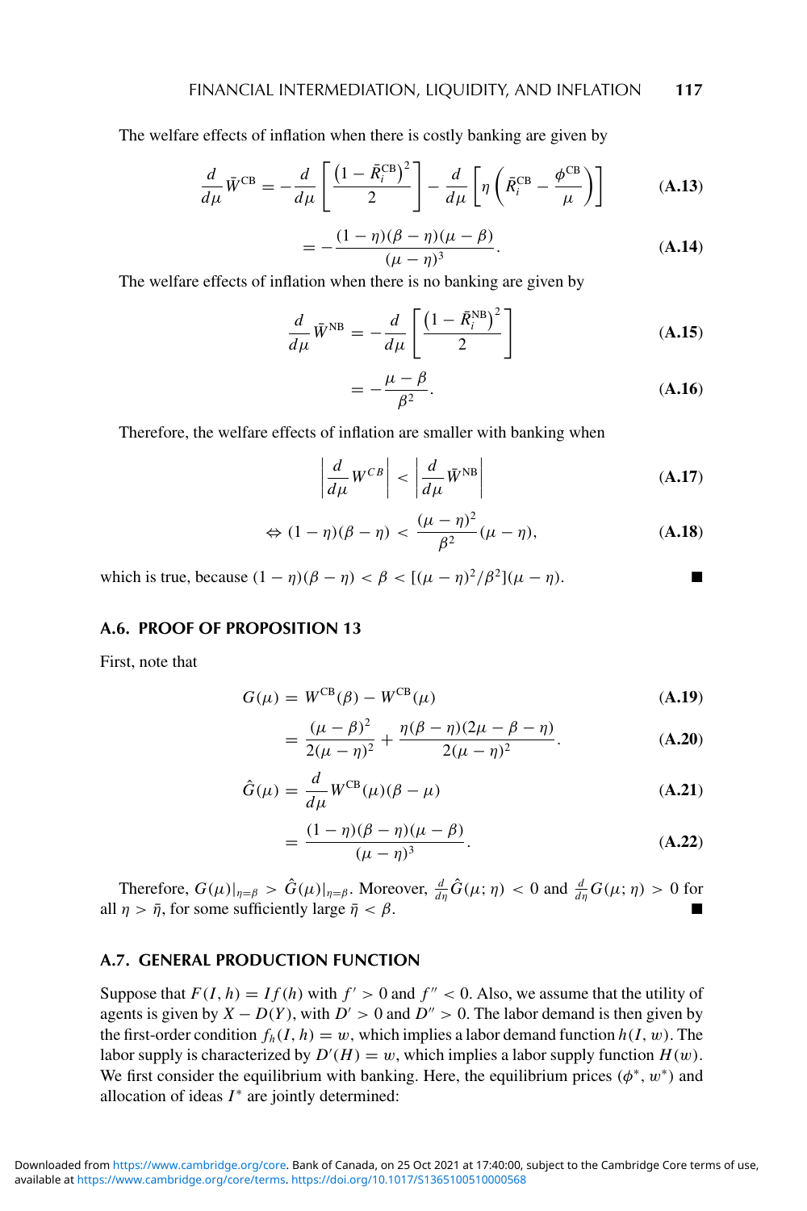The welfare effects of inflation when there is costly banking are given by

$$\frac{d}{d\mu}\bar{W}^{\text{CB}} = -\frac{d}{d\mu}\left[\frac{\left(1-\bar{R}_i^{\text{CB}}\right)^2}{2}\right] - \frac{d}{d\mu}\left[\eta\left(\bar{R}_i^{\text{CB}} - \frac{\phi^{\text{CB}}}{\mu}\right)\right] \tag{A.13}$$

$$= -\frac{(1-\eta)(\beta-\eta)(\mu-\beta)}{(\mu-\eta)^3}. \tag{A.14}$$

The welfare effects of inflation when there is no banking are given by

$$\frac{d}{d\mu}\bar{W}^{\text{NB}} = -\frac{d}{d\mu}\left[\frac{\left(1-\bar{R}_i^{\text{NB}}\right)^2}{2}\right] \tag{A.15}$$

$$= -\frac{\mu-\beta}{\beta^2}. \tag{A.16}$$

Therefore, the welfare effects of inflation are smaller with banking when

$$\left|\frac{d}{d\mu}W^{CB}\right| < \left|\frac{d}{d\mu}\bar{W}^{\text{NB}}\right| \tag{A.17}$$

$$\Leftrightarrow (1-\eta)(\beta-\eta) < \frac{(\mu-\eta)^2}{\beta^2}(\mu-\eta), \tag{A.18}$$

which is true, because $(1-\eta)(\beta-\eta) < \beta < [(\mu-\eta)^2/\beta^2](\mu-\eta)$. ■

### A.6. PROOF OF PROPOSITION 13

First, note that

$$G(\mu) = W^{\text{CB}}(\beta) - W^{\text{CB}}(\mu) \tag{A.19}$$

$$= \frac{(\mu-\beta)^2}{2(\mu-\eta)^2} + \frac{\eta(\beta-\eta)(2\mu-\beta-\eta)}{2(\mu-\eta)^2}. \tag{A.20}$$

$$\hat{G}(\mu) = \frac{d}{d\mu}W^{\text{CB}}(\mu)(\beta-\mu) \tag{A.21}$$

$$= \frac{(1-\eta)(\beta-\eta)(\mu-\beta)}{(\mu-\eta)^3}. \tag{A.22}$$

Therefore, $G(\mu)|_{\eta=\beta} > \hat{G}(\mu)|_{\eta=\beta}$. Moreover, $\frac{d}{d\eta}\hat{G}(\mu;\eta) < 0$ and $\frac{d}{d\eta}G(\mu;\eta) > 0$ for all $\eta > \bar{\eta}$, for some sufficiently large $\bar{\eta} < \beta$. ■

### A.7. GENERAL PRODUCTION FUNCTION

Suppose that $F(I,h) = If(h)$ with $f' > 0$ and $f'' < 0$. Also, we assume that the utility of agents is given by $X - D(Y)$, with $D' > 0$ and $D'' > 0$. The labor demand is then given by the first-order condition $f_h(I,h) = w$, which implies a labor demand function $h(I,w)$. The labor supply is characterized by $D'(H) = w$, which implies a labor supply function $H(w)$. We first consider the equilibrium with banking. Here, the equilibrium prices $(\phi^*, w^*)$ and allocation of ideas $I^*$ are jointly determined: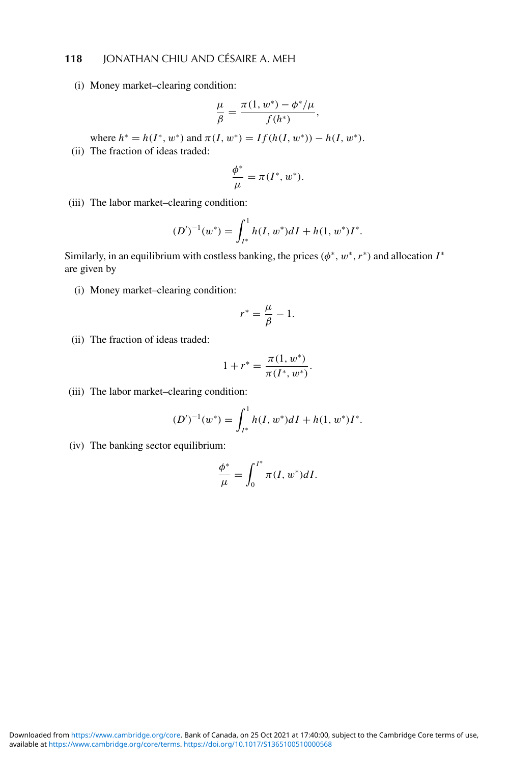(i) Money market–clearing condition:

$$\frac{\mu}{\beta} = \frac{\pi(1, w^*) - \phi^*/\mu}{f(h^*)},$$

where $h^* = h(I^*, w^*)$ and $\pi(I, w^*) = If(h(I, w^*)) - h(I, w^*)$.

(ii) The fraction of ideas traded:

$$\frac{\phi^*}{\mu} = \pi(I^*, w^*).$$

(iii) The labor market–clearing condition:

$$(D')^{-1}(w^*) = \int_{I^*}^{1} h(I, w^*)dI + h(1, w^*)I^*.$$

Similarly, in an equilibrium with costless banking, the prices $(\phi^*, w^*, r^*)$ and allocation $I^*$ are given by

(i) Money market–clearing condition:

$$r^* = \frac{\mu}{\beta} - 1.$$

(ii) The fraction of ideas traded:

$$1 + r^* = \frac{\pi(1, w^*)}{\pi(I^*, w^*)}.$$

(iii) The labor market–clearing condition:

$$(D')^{-1}(w^*) = \int_{I^*}^{1} h(I, w^*)dI + h(1, w^*)I^*.$$

(iv) The banking sector equilibrium:

$$\frac{\phi^*}{\mu} = \int_{0}^{I^*} \pi(I, w^*)dI.$$